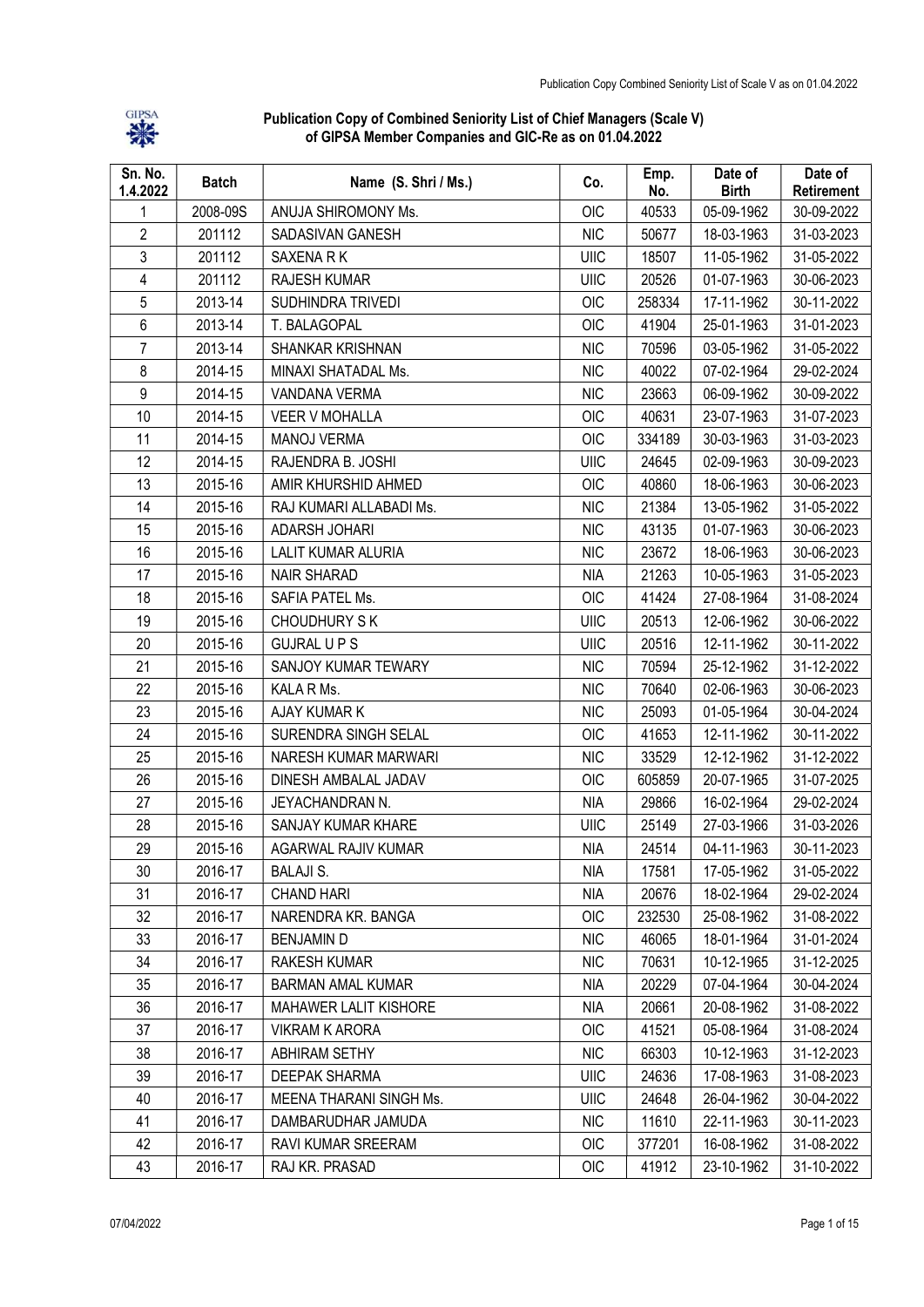**Publication Copy of Combined Seniority List of Chief Managers (Scale V) of GIPSA Member Companies and GIC-Re as on 01.04.2022**

| Sn. No. 1.4.2022 | Batch | Name (S. Shri / Ms.) | Co. | Emp. No. | Date of Birth | Date of Retirement |
|---|---|---|---|---|---|---|
| 1 | 2008-09S | ANUJA SHIROMONY Ms. | OIC | 40533 | 05-09-1962 | 30-09-2022 |
| 2 | 201112 | SADASIVAN GANESH | NIC | 50677 | 18-03-1963 | 31-03-2023 |
| 3 | 201112 | SAXENA R K | UIIC | 18507 | 11-05-1962 | 31-05-2022 |
| 4 | 201112 | RAJESH KUMAR | UIIC | 20526 | 01-07-1963 | 30-06-2023 |
| 5 | 2013-14 | SUDHINDRA TRIVEDI | OIC | 258334 | 17-11-1962 | 30-11-2022 |
| 6 | 2013-14 | T. BALAGOPAL | OIC | 41904 | 25-01-1963 | 31-01-2023 |
| 7 | 2013-14 | SHANKAR KRISHNAN | NIC | 70596 | 03-05-1962 | 31-05-2022 |
| 8 | 2014-15 | MINAXI SHATADAL Ms. | NIC | 40022 | 07-02-1964 | 29-02-2024 |
| 9 | 2014-15 | VANDANA VERMA | NIC | 23663 | 06-09-1962 | 30-09-2022 |
| 10 | 2014-15 | VEER V MOHALLA | OIC | 40631 | 23-07-1963 | 31-07-2023 |
| 11 | 2014-15 | MANOJ VERMA | OIC | 334189 | 30-03-1963 | 31-03-2023 |
| 12 | 2014-15 | RAJENDRA B. JOSHI | UIIC | 24645 | 02-09-1963 | 30-09-2023 |
| 13 | 2015-16 | AMIR KHURSHID AHMED | OIC | 40860 | 18-06-1963 | 30-06-2023 |
| 14 | 2015-16 | RAJ KUMARI ALLABADI Ms. | NIC | 21384 | 13-05-1962 | 31-05-2022 |
| 15 | 2015-16 | ADARSH JOHARI | NIC | 43135 | 01-07-1963 | 30-06-2023 |
| 16 | 2015-16 | LALIT KUMAR ALURIA | NIC | 23672 | 18-06-1963 | 30-06-2023 |
| 17 | 2015-16 | NAIR SHARAD | NIA | 21263 | 10-05-1963 | 31-05-2023 |
| 18 | 2015-16 | SAFIA PATEL Ms. | OIC | 41424 | 27-08-1964 | 31-08-2024 |
| 19 | 2015-16 | CHOUDHURY S K | UIIC | 20513 | 12-06-1962 | 30-06-2022 |
| 20 | 2015-16 | GUJRAL U P S | UIIC | 20516 | 12-11-1962 | 30-11-2022 |
| 21 | 2015-16 | SANJOY KUMAR TEWARY | NIC | 70594 | 25-12-1962 | 31-12-2022 |
| 22 | 2015-16 | KALA R Ms. | NIC | 70640 | 02-06-1963 | 30-06-2023 |
| 23 | 2015-16 | AJAY KUMAR K | NIC | 25093 | 01-05-1964 | 30-04-2024 |
| 24 | 2015-16 | SURENDRA SINGH SELAL | OIC | 41653 | 12-11-1962 | 30-11-2022 |
| 25 | 2015-16 | NARESH KUMAR MARWARI | NIC | 33529 | 12-12-1962 | 31-12-2022 |
| 26 | 2015-16 | DINESH AMBALAL JADAV | OIC | 605859 | 20-07-1965 | 31-07-2025 |
| 27 | 2015-16 | JEYACHANDRAN N. | NIA | 29866 | 16-02-1964 | 29-02-2024 |
| 28 | 2015-16 | SANJAY KUMAR KHARE | UIIC | 25149 | 27-03-1966 | 31-03-2026 |
| 29 | 2015-16 | AGARWAL RAJIV KUMAR | NIA | 24514 | 04-11-1963 | 30-11-2023 |
| 30 | 2016-17 | BALAJI S. | NIA | 17581 | 17-05-1962 | 31-05-2022 |
| 31 | 2016-17 | CHAND HARI | NIA | 20676 | 18-02-1964 | 29-02-2024 |
| 32 | 2016-17 | NARENDRA KR. BANGA | OIC | 232530 | 25-08-1962 | 31-08-2022 |
| 33 | 2016-17 | BENJAMIN D | NIC | 46065 | 18-01-1964 | 31-01-2024 |
| 34 | 2016-17 | RAKESH KUMAR | NIC | 70631 | 10-12-1965 | 31-12-2025 |
| 35 | 2016-17 | BARMAN AMAL KUMAR | NIA | 20229 | 07-04-1964 | 30-04-2024 |
| 36 | 2016-17 | MAHAWER LALIT KISHORE | NIA | 20661 | 20-08-1962 | 31-08-2022 |
| 37 | 2016-17 | VIKRAM K ARORA | OIC | 41521 | 05-08-1964 | 31-08-2024 |
| 38 | 2016-17 | ABHIRAM SETHY | NIC | 66303 | 10-12-1963 | 31-12-2023 |
| 39 | 2016-17 | DEEPAK SHARMA | UIIC | 24636 | 17-08-1963 | 31-08-2023 |
| 40 | 2016-17 | MEENA THARANI SINGH Ms. | UIIC | 24648 | 26-04-1962 | 30-04-2022 |
| 41 | 2016-17 | DAMBARUDHAR JAMUDA | NIC | 11610 | 22-11-1963 | 30-11-2023 |
| 42 | 2016-17 | RAVI KUMAR SREERAM | OIC | 377201 | 16-08-1962 | 31-08-2022 |
| 43 | 2016-17 | RAJ KR. PRASAD | OIC | 41912 | 23-10-1962 | 31-10-2022 |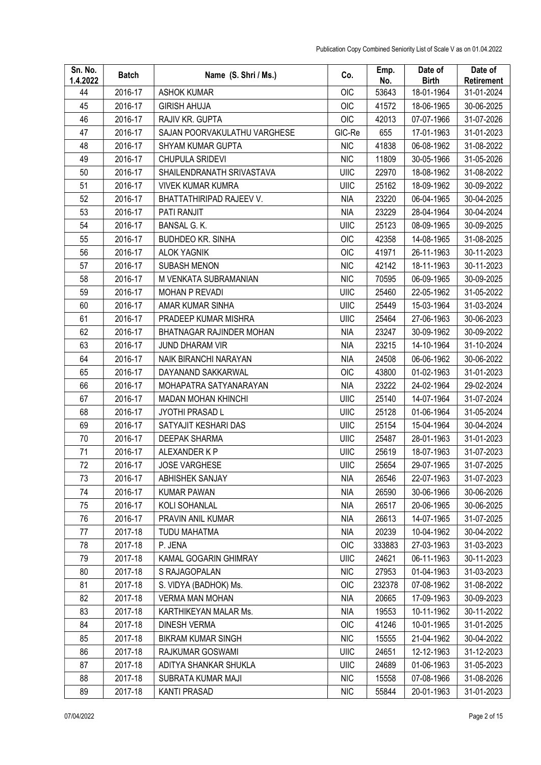| Sn. No. 1.4.2022 | Batch | Name (S. Shri / Ms.) | Co. | Emp. No. | Date of Birth | Date of Retirement |
|---|---|---|---|---|---|---|
| 44 | 2016-17 | ASHOK KUMAR | OIC | 53643 | 18-01-1964 | 31-01-2024 |
| 45 | 2016-17 | GIRISH AHUJA | OIC | 41572 | 18-06-1965 | 30-06-2025 |
| 46 | 2016-17 | RAJIV KR. GUPTA | OIC | 42013 | 07-07-1966 | 31-07-2026 |
| 47 | 2016-17 | SAJAN POORVAKULATHU VARGHESE | GIC-Re | 655 | 17-01-1963 | 31-01-2023 |
| 48 | 2016-17 | SHYAM KUMAR GUPTA | NIC | 41838 | 06-08-1962 | 31-08-2022 |
| 49 | 2016-17 | CHUPULA SRIDEVI | NIC | 11809 | 30-05-1966 | 31-05-2026 |
| 50 | 2016-17 | SHAILENDRANATH SRIVASTAVA | UIIC | 22970 | 18-08-1962 | 31-08-2022 |
| 51 | 2016-17 | VIVEK KUMAR KUMRA | UIIC | 25162 | 18-09-1962 | 30-09-2022 |
| 52 | 2016-17 | BHATTATHIRIPAD RAJEEV V. | NIA | 23220 | 06-04-1965 | 30-04-2025 |
| 53 | 2016-17 | PATI RANJIT | NIA | 23229 | 28-04-1964 | 30-04-2024 |
| 54 | 2016-17 | BANSAL G. K. | UIIC | 25123 | 08-09-1965 | 30-09-2025 |
| 55 | 2016-17 | BUDHDEO KR. SINHA | OIC | 42358 | 14-08-1965 | 31-08-2025 |
| 56 | 2016-17 | ALOK YAGNIK | OIC | 41971 | 26-11-1963 | 30-11-2023 |
| 57 | 2016-17 | SUBASH MENON | NIC | 42142 | 18-11-1963 | 30-11-2023 |
| 58 | 2016-17 | M VENKATA SUBRAMANIAN | NIC | 70595 | 06-09-1965 | 30-09-2025 |
| 59 | 2016-17 | MOHAN P REVADI | UIIC | 25460 | 22-05-1962 | 31-05-2022 |
| 60 | 2016-17 | AMAR KUMAR SINHA | UIIC | 25449 | 15-03-1964 | 31-03-2024 |
| 61 | 2016-17 | PRADEEP KUMAR MISHRA | UIIC | 25464 | 27-06-1963 | 30-06-2023 |
| 62 | 2016-17 | BHATNAGAR RAJINDER MOHAN | NIA | 23247 | 30-09-1962 | 30-09-2022 |
| 63 | 2016-17 | JUND DHARAM VIR | NIA | 23215 | 14-10-1964 | 31-10-2024 |
| 64 | 2016-17 | NAIK BIRANCHI NARAYAN | NIA | 24508 | 06-06-1962 | 30-06-2022 |
| 65 | 2016-17 | DAYANAND SAKKARWAL | OIC | 43800 | 01-02-1963 | 31-01-2023 |
| 66 | 2016-17 | MOHAPATRA SATYANARAYAN | NIA | 23222 | 24-02-1964 | 29-02-2024 |
| 67 | 2016-17 | MADAN MOHAN KHINCHI | UIIC | 25140 | 14-07-1964 | 31-07-2024 |
| 68 | 2016-17 | JYOTHI PRASAD L | UIIC | 25128 | 01-06-1964 | 31-05-2024 |
| 69 | 2016-17 | SATYAJIT KESHARI DAS | UIIC | 25154 | 15-04-1964 | 30-04-2024 |
| 70 | 2016-17 | DEEPAK SHARMA | UIIC | 25487 | 28-01-1963 | 31-01-2023 |
| 71 | 2016-17 | ALEXANDER K P | UIIC | 25619 | 18-07-1963 | 31-07-2023 |
| 72 | 2016-17 | JOSE VARGHESE | UIIC | 25654 | 29-07-1965 | 31-07-2025 |
| 73 | 2016-17 | ABHISHEK SANJAY | NIA | 26546 | 22-07-1963 | 31-07-2023 |
| 74 | 2016-17 | KUMAR PAWAN | NIA | 26590 | 30-06-1966 | 30-06-2026 |
| 75 | 2016-17 | KOLI SOHANLAL | NIA | 26517 | 20-06-1965 | 30-06-2025 |
| 76 | 2016-17 | PRAVIN ANIL KUMAR | NIA | 26613 | 14-07-1965 | 31-07-2025 |
| 77 | 2017-18 | TUDU MAHATMA | NIA | 20239 | 10-04-1962 | 30-04-2022 |
| 78 | 2017-18 | P. JENA | OIC | 333883 | 27-03-1963 | 31-03-2023 |
| 79 | 2017-18 | KAMAL GOGARIN GHIMRAY | UIIC | 24621 | 06-11-1963 | 30-11-2023 |
| 80 | 2017-18 | S RAJAGOPALAN | NIC | 27953 | 01-04-1963 | 31-03-2023 |
| 81 | 2017-18 | S. VIDYA (BADHOK) Ms. | OIC | 232378 | 07-08-1962 | 31-08-2022 |
| 82 | 2017-18 | VERMA MAN MOHAN | NIA | 20665 | 17-09-1963 | 30-09-2023 |
| 83 | 2017-18 | KARTHIKEYAN MALAR Ms. | NIA | 19553 | 10-11-1962 | 30-11-2022 |
| 84 | 2017-18 | DINESH VERMA | OIC | 41246 | 10-01-1965 | 31-01-2025 |
| 85 | 2017-18 | BIKRAM KUMAR SINGH | NIC | 15555 | 21-04-1962 | 30-04-2022 |
| 86 | 2017-18 | RAJKUMAR GOSWAMI | UIIC | 24651 | 12-12-1963 | 31-12-2023 |
| 87 | 2017-18 | ADITYA SHANKAR SHUKLA | UIIC | 24689 | 01-06-1963 | 31-05-2023 |
| 88 | 2017-18 | SUBRATA KUMAR MAJI | NIC | 15558 | 07-08-1966 | 31-08-2026 |
| 89 | 2017-18 | KANTI PRASAD | NIC | 55844 | 20-01-1963 | 31-01-2023 |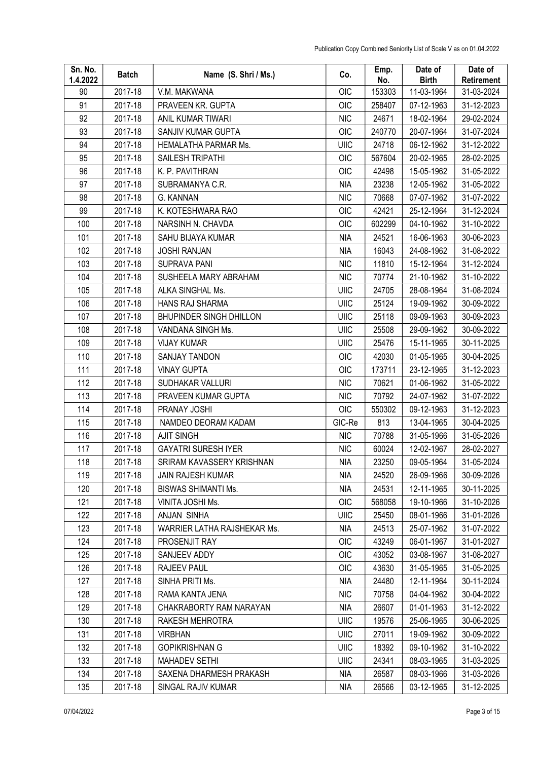| Sn. No. 1.4.2022 | Batch | Name (S. Shri / Ms.) | Co. | Emp. No. | Date of Birth | Date of Retirement |
|---|---|---|---|---|---|---|
| 90 | 2017-18 | V.M. MAKWANA | OIC | 153303 | 11-03-1964 | 31-03-2024 |
| 91 | 2017-18 | PRAVEEN KR. GUPTA | OIC | 258407 | 07-12-1963 | 31-12-2023 |
| 92 | 2017-18 | ANIL KUMAR TIWARI | NIC | 24671 | 18-02-1964 | 29-02-2024 |
| 93 | 2017-18 | SANJIV KUMAR GUPTA | OIC | 240770 | 20-07-1964 | 31-07-2024 |
| 94 | 2017-18 | HEMALATHA PARMAR Ms. | UIIC | 24718 | 06-12-1962 | 31-12-2022 |
| 95 | 2017-18 | SAILESH TRIPATHI | OIC | 567604 | 20-02-1965 | 28-02-2025 |
| 96 | 2017-18 | K. P. PAVITHRAN | OIC | 42498 | 15-05-1962 | 31-05-2022 |
| 97 | 2017-18 | SUBRAMANYA C.R. | NIA | 23238 | 12-05-1962 | 31-05-2022 |
| 98 | 2017-18 | G. KANNAN | NIC | 70668 | 07-07-1962 | 31-07-2022 |
| 99 | 2017-18 | K. KOTESHWARA RAO | OIC | 42421 | 25-12-1964 | 31-12-2024 |
| 100 | 2017-18 | NARSINH N. CHAVDA | OIC | 602299 | 04-10-1962 | 31-10-2022 |
| 101 | 2017-18 | SAHU BIJAYA KUMAR | NIA | 24521 | 16-06-1963 | 30-06-2023 |
| 102 | 2017-18 | JOSHI RANJAN | NIA | 16043 | 24-08-1962 | 31-08-2022 |
| 103 | 2017-18 | SUPRAVA PANI | NIC | 11810 | 15-12-1964 | 31-12-2024 |
| 104 | 2017-18 | SUSHEELA MARY ABRAHAM | NIC | 70774 | 21-10-1962 | 31-10-2022 |
| 105 | 2017-18 | ALKA SINGHAL Ms. | UIIC | 24705 | 28-08-1964 | 31-08-2024 |
| 106 | 2017-18 | HANS RAJ SHARMA | UIIC | 25124 | 19-09-1962 | 30-09-2022 |
| 107 | 2017-18 | BHUPINDER SINGH DHILLON | UIIC | 25118 | 09-09-1963 | 30-09-2023 |
| 108 | 2017-18 | VANDANA SINGH Ms. | UIIC | 25508 | 29-09-1962 | 30-09-2022 |
| 109 | 2017-18 | VIJAY KUMAR | UIIC | 25476 | 15-11-1965 | 30-11-2025 |
| 110 | 2017-18 | SANJAY TANDON | OIC | 42030 | 01-05-1965 | 30-04-2025 |
| 111 | 2017-18 | VINAY GUPTA | OIC | 173711 | 23-12-1965 | 31-12-2023 |
| 112 | 2017-18 | SUDHAKAR VALLURI | NIC | 70621 | 01-06-1962 | 31-05-2022 |
| 113 | 2017-18 | PRAVEEN KUMAR GUPTA | NIC | 70792 | 24-07-1962 | 31-07-2022 |
| 114 | 2017-18 | PRANAY JOSHI | OIC | 550302 | 09-12-1963 | 31-12-2023 |
| 115 | 2017-18 | NAMDEO DEORAM KADAM | GIC-Re | 813 | 13-04-1965 | 30-04-2025 |
| 116 | 2017-18 | AJIT SINGH | NIC | 70788 | 31-05-1966 | 31-05-2026 |
| 117 | 2017-18 | GAYATRI SURESH IYER | NIC | 60024 | 12-02-1967 | 28-02-2027 |
| 118 | 2017-18 | SRIRAM KAVASSERY KRISHNAN | NIA | 23250 | 09-05-1964 | 31-05-2024 |
| 119 | 2017-18 | JAIN RAJESH KUMAR | NIA | 24520 | 26-09-1966 | 30-09-2026 |
| 120 | 2017-18 | BISWAS SHIMANTI Ms. | NIA | 24531 | 12-11-1965 | 30-11-2025 |
| 121 | 2017-18 | VINITA JOSHI Ms. | OIC | 568058 | 19-10-1966 | 31-10-2026 |
| 122 | 2017-18 | ANJAN SINHA | UIIC | 25450 | 08-01-1966 | 31-01-2026 |
| 123 | 2017-18 | WARRIER LATHA RAJSHEKAR Ms. | NIA | 24513 | 25-07-1962 | 31-07-2022 |
| 124 | 2017-18 | PROSENJIT RAY | OIC | 43249 | 06-01-1967 | 31-01-2027 |
| 125 | 2017-18 | SANJEEV ADDY | OIC | 43052 | 03-08-1967 | 31-08-2027 |
| 126 | 2017-18 | RAJEEV PAUL | OIC | 43630 | 31-05-1965 | 31-05-2025 |
| 127 | 2017-18 | SINHA PRITI Ms. | NIA | 24480 | 12-11-1964 | 30-11-2024 |
| 128 | 2017-18 | RAMA KANTA JENA | NIC | 70758 | 04-04-1962 | 30-04-2022 |
| 129 | 2017-18 | CHAKRABORTY RAM NARAYAN | NIA | 26607 | 01-01-1963 | 31-12-2022 |
| 130 | 2017-18 | RAKESH MEHROTRA | UIIC | 19576 | 25-06-1965 | 30-06-2025 |
| 131 | 2017-18 | VIRBHAN | UIIC | 27011 | 19-09-1962 | 30-09-2022 |
| 132 | 2017-18 | GOPIKRISHNAN G | UIIC | 18392 | 09-10-1962 | 31-10-2022 |
| 133 | 2017-18 | MAHADEV SETHI | UIIC | 24341 | 08-03-1965 | 31-03-2025 |
| 134 | 2017-18 | SAXENA DHARMESH PRAKASH | NIA | 26587 | 08-03-1966 | 31-03-2026 |
| 135 | 2017-18 | SINGAL RAJIV KUMAR | NIA | 26566 | 03-12-1965 | 31-12-2025 |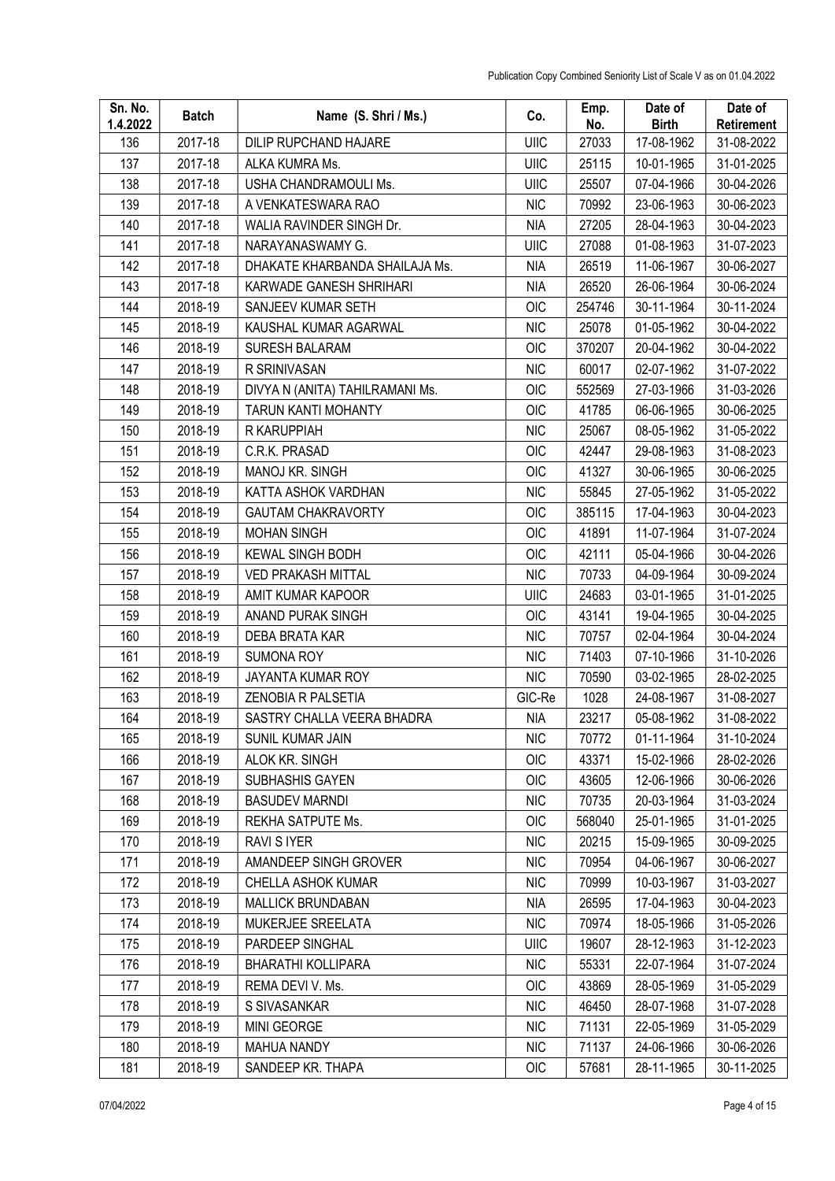| Sn. No. 1.4.2022 | Batch | Name (S. Shri / Ms.) | Co. | Emp. No. | Date of Birth | Date of Retirement |
|---|---|---|---|---|---|---|
| 136 | 2017-18 | DILIP RUPCHAND HAJARE | UIIC | 27033 | 17-08-1962 | 31-08-2022 |
| 137 | 2017-18 | ALKA KUMRA Ms. | UIIC | 25115 | 10-01-1965 | 31-01-2025 |
| 138 | 2017-18 | USHA CHANDRAMOULI Ms. | UIIC | 25507 | 07-04-1966 | 30-04-2026 |
| 139 | 2017-18 | A VENKATESWARA RAO | NIC | 70992 | 23-06-1963 | 30-06-2023 |
| 140 | 2017-18 | WALIA RAVINDER SINGH Dr. | NIA | 27205 | 28-04-1963 | 30-04-2023 |
| 141 | 2017-18 | NARAYANASWAMY G. | UIIC | 27088 | 01-08-1963 | 31-07-2023 |
| 142 | 2017-18 | DHAKATE KHARBANDA SHAILAJA Ms. | NIA | 26519 | 11-06-1967 | 30-06-2027 |
| 143 | 2017-18 | KARWADE GANESH SHRIHARI | NIA | 26520 | 26-06-1964 | 30-06-2024 |
| 144 | 2018-19 | SANJEEV KUMAR SETH | OIC | 254746 | 30-11-1964 | 30-11-2024 |
| 145 | 2018-19 | KAUSHAL KUMAR AGARWAL | NIC | 25078 | 01-05-1962 | 30-04-2022 |
| 146 | 2018-19 | SURESH BALARAM | OIC | 370207 | 20-04-1962 | 30-04-2022 |
| 147 | 2018-19 | R SRINIVASAN | NIC | 60017 | 02-07-1962 | 31-07-2022 |
| 148 | 2018-19 | DIVYA N (ANITA) TAHILRAMANI Ms. | OIC | 552569 | 27-03-1966 | 31-03-2026 |
| 149 | 2018-19 | TARUN KANTI MOHANTY | OIC | 41785 | 06-06-1965 | 30-06-2025 |
| 150 | 2018-19 | R KARUPPIAH | NIC | 25067 | 08-05-1962 | 31-05-2022 |
| 151 | 2018-19 | C.R.K. PRASAD | OIC | 42447 | 29-08-1963 | 31-08-2023 |
| 152 | 2018-19 | MANOJ KR. SINGH | OIC | 41327 | 30-06-1965 | 30-06-2025 |
| 153 | 2018-19 | KATTA ASHOK VARDHAN | NIC | 55845 | 27-05-1962 | 31-05-2022 |
| 154 | 2018-19 | GAUTAM CHAKRAVORTY | OIC | 385115 | 17-04-1963 | 30-04-2023 |
| 155 | 2018-19 | MOHAN SINGH | OIC | 41891 | 11-07-1964 | 31-07-2024 |
| 156 | 2018-19 | KEWAL SINGH BODH | OIC | 42111 | 05-04-1966 | 30-04-2026 |
| 157 | 2018-19 | VED PRAKASH MITTAL | NIC | 70733 | 04-09-1964 | 30-09-2024 |
| 158 | 2018-19 | AMIT KUMAR KAPOOR | UIIC | 24683 | 03-01-1965 | 31-01-2025 |
| 159 | 2018-19 | ANAND PURAK SINGH | OIC | 43141 | 19-04-1965 | 30-04-2025 |
| 160 | 2018-19 | DEBA BRATA KAR | NIC | 70757 | 02-04-1964 | 30-04-2024 |
| 161 | 2018-19 | SUMONA ROY | NIC | 71403 | 07-10-1966 | 31-10-2026 |
| 162 | 2018-19 | JAYANTA KUMAR ROY | NIC | 70590 | 03-02-1965 | 28-02-2025 |
| 163 | 2018-19 | ZENOBIA R PALSETIA | GIC-Re | 1028 | 24-08-1967 | 31-08-2027 |
| 164 | 2018-19 | SASTRY CHALLA VEERA BHADRA | NIA | 23217 | 05-08-1962 | 31-08-2022 |
| 165 | 2018-19 | SUNIL KUMAR JAIN | NIC | 70772 | 01-11-1964 | 31-10-2024 |
| 166 | 2018-19 | ALOK KR. SINGH | OIC | 43371 | 15-02-1966 | 28-02-2026 |
| 167 | 2018-19 | SUBHASHIS GAYEN | OIC | 43605 | 12-06-1966 | 30-06-2026 |
| 168 | 2018-19 | BASUDEV MARNDI | NIC | 70735 | 20-03-1964 | 31-03-2024 |
| 169 | 2018-19 | REKHA SATPUTE Ms. | OIC | 568040 | 25-01-1965 | 31-01-2025 |
| 170 | 2018-19 | RAVI S IYER | NIC | 20215 | 15-09-1965 | 30-09-2025 |
| 171 | 2018-19 | AMANDEEP SINGH GROVER | NIC | 70954 | 04-06-1967 | 30-06-2027 |
| 172 | 2018-19 | CHELLA ASHOK KUMAR | NIC | 70999 | 10-03-1967 | 31-03-2027 |
| 173 | 2018-19 | MALLICK BRUNDABAN | NIA | 26595 | 17-04-1963 | 30-04-2023 |
| 174 | 2018-19 | MUKERJEE SREELATA | NIC | 70974 | 18-05-1966 | 31-05-2026 |
| 175 | 2018-19 | PARDEEP SINGHAL | UIIC | 19607 | 28-12-1963 | 31-12-2023 |
| 176 | 2018-19 | BHARATHI KOLLIPARA | NIC | 55331 | 22-07-1964 | 31-07-2024 |
| 177 | 2018-19 | REMA DEVI V. Ms. | OIC | 43869 | 28-05-1969 | 31-05-2029 |
| 178 | 2018-19 | S SIVASANKAR | NIC | 46450 | 28-07-1968 | 31-07-2028 |
| 179 | 2018-19 | MINI GEORGE | NIC | 71131 | 22-05-1969 | 31-05-2029 |
| 180 | 2018-19 | MAHUA NANDY | NIC | 71137 | 24-06-1966 | 30-06-2026 |
| 181 | 2018-19 | SANDEEP KR. THAPA | OIC | 57681 | 28-11-1965 | 30-11-2025 |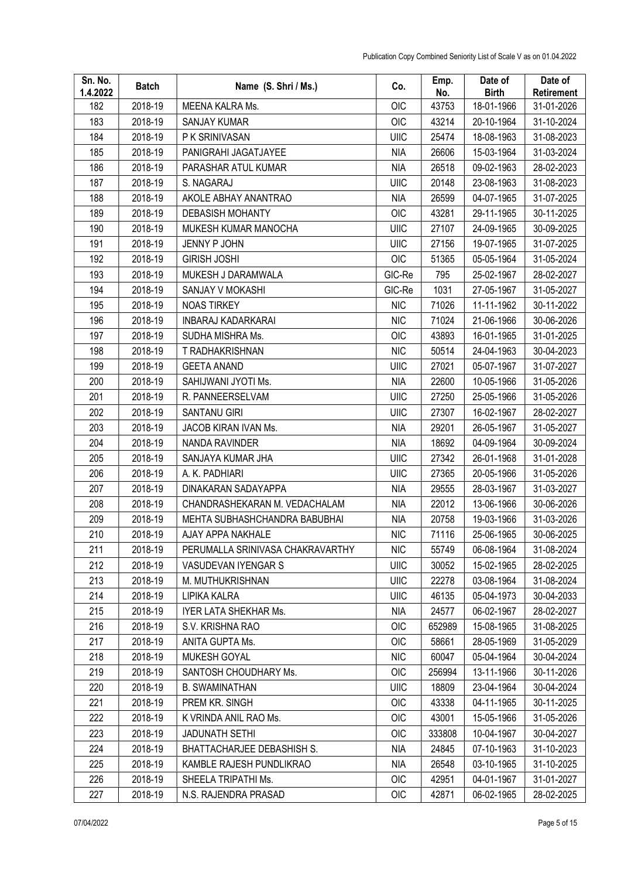| Sn. No. 1.4.2022 | Batch | Name (S. Shri / Ms.) | Co. | Emp. No. | Date of Birth | Date of Retirement |
|---|---|---|---|---|---|---|
| 182 | 2018-19 | MEENA KALRA Ms. | OIC | 43753 | 18-01-1966 | 31-01-2026 |
| 183 | 2018-19 | SANJAY KUMAR | OIC | 43214 | 20-10-1964 | 31-10-2024 |
| 184 | 2018-19 | P K SRINIVASAN | UIIC | 25474 | 18-08-1963 | 31-08-2023 |
| 185 | 2018-19 | PANIGRAHI JAGATJAYEE | NIA | 26606 | 15-03-1964 | 31-03-2024 |
| 186 | 2018-19 | PARASHAR ATUL KUMAR | NIA | 26518 | 09-02-1963 | 28-02-2023 |
| 187 | 2018-19 | S. NAGARAJ | UIIC | 20148 | 23-08-1963 | 31-08-2023 |
| 188 | 2018-19 | AKOLE ABHAY ANANTRAO | NIA | 26599 | 04-07-1965 | 31-07-2025 |
| 189 | 2018-19 | DEBASISH MOHANTY | OIC | 43281 | 29-11-1965 | 30-11-2025 |
| 190 | 2018-19 | MUKESH KUMAR MANOCHA | UIIC | 27107 | 24-09-1965 | 30-09-2025 |
| 191 | 2018-19 | JENNY P JOHN | UIIC | 27156 | 19-07-1965 | 31-07-2025 |
| 192 | 2018-19 | GIRISH JOSHI | OIC | 51365 | 05-05-1964 | 31-05-2024 |
| 193 | 2018-19 | MUKESH J DARAMWALA | GIC-Re | 795 | 25-02-1967 | 28-02-2027 |
| 194 | 2018-19 | SANJAY V MOKASHI | GIC-Re | 1031 | 27-05-1967 | 31-05-2027 |
| 195 | 2018-19 | NOAS TIRKEY | NIC | 71026 | 11-11-1962 | 30-11-2022 |
| 196 | 2018-19 | INBARAJ KADARKARAI | NIC | 71024 | 21-06-1966 | 30-06-2026 |
| 197 | 2018-19 | SUDHA MISHRA Ms. | OIC | 43893 | 16-01-1965 | 31-01-2025 |
| 198 | 2018-19 | T RADHAKRISHNAN | NIC | 50514 | 24-04-1963 | 30-04-2023 |
| 199 | 2018-19 | GEETA ANAND | UIIC | 27021 | 05-07-1967 | 31-07-2027 |
| 200 | 2018-19 | SAHIJWANI JYOTI Ms. | NIA | 22600 | 10-05-1966 | 31-05-2026 |
| 201 | 2018-19 | R. PANNEERSELVAM | UIIC | 27250 | 25-05-1966 | 31-05-2026 |
| 202 | 2018-19 | SANTANU GIRI | UIIC | 27307 | 16-02-1967 | 28-02-2027 |
| 203 | 2018-19 | JACOB KIRAN IVAN Ms. | NIA | 29201 | 26-05-1967 | 31-05-2027 |
| 204 | 2018-19 | NANDA RAVINDER | NIA | 18692 | 04-09-1964 | 30-09-2024 |
| 205 | 2018-19 | SANJAYA KUMAR JHA | UIIC | 27342 | 26-01-1968 | 31-01-2028 |
| 206 | 2018-19 | A. K. PADHIARI | UIIC | 27365 | 20-05-1966 | 31-05-2026 |
| 207 | 2018-19 | DINAKARAN SADAYAPPA | NIA | 29555 | 28-03-1967 | 31-03-2027 |
| 208 | 2018-19 | CHANDRASHEKARAN M. VEDACHALAM | NIA | 22012 | 13-06-1966 | 30-06-2026 |
| 209 | 2018-19 | MEHTA SUBHASHCHANDRA BABUBHAI | NIA | 20758 | 19-03-1966 | 31-03-2026 |
| 210 | 2018-19 | AJAY APPA NAKHALE | NIC | 71116 | 25-06-1965 | 30-06-2025 |
| 211 | 2018-19 | PERUMALLA SRINIVASA CHAKRAVARTHY | NIC | 55749 | 06-08-1964 | 31-08-2024 |
| 212 | 2018-19 | VASUDEVAN IYENGAR S | UIIC | 30052 | 15-02-1965 | 28-02-2025 |
| 213 | 2018-19 | M. MUTHUKRISHNAN | UIIC | 22278 | 03-08-1964 | 31-08-2024 |
| 214 | 2018-19 | LIPIKA KALRA | UIIC | 46135 | 05-04-1973 | 30-04-2033 |
| 215 | 2018-19 | IYER LATA SHEKHAR Ms. | NIA | 24577 | 06-02-1967 | 28-02-2027 |
| 216 | 2018-19 | S.V. KRISHNA RAO | OIC | 652989 | 15-08-1965 | 31-08-2025 |
| 217 | 2018-19 | ANITA GUPTA Ms. | OIC | 58661 | 28-05-1969 | 31-05-2029 |
| 218 | 2018-19 | MUKESH GOYAL | NIC | 60047 | 05-04-1964 | 30-04-2024 |
| 219 | 2018-19 | SANTOSH CHOUDHARY Ms. | OIC | 256994 | 13-11-1966 | 30-11-2026 |
| 220 | 2018-19 | B. SWAMINATHAN | UIIC | 18809 | 23-04-1964 | 30-04-2024 |
| 221 | 2018-19 | PREM KR. SINGH | OIC | 43338 | 04-11-1965 | 30-11-2025 |
| 222 | 2018-19 | K VRINDA ANIL RAO Ms. | OIC | 43001 | 15-05-1966 | 31-05-2026 |
| 223 | 2018-19 | JADUNATH SETHI | OIC | 333808 | 10-04-1967 | 30-04-2027 |
| 224 | 2018-19 | BHATTACHARJEE DEBASHISH S. | NIA | 24845 | 07-10-1963 | 31-10-2023 |
| 225 | 2018-19 | KAMBLE RAJESH PUNDLIKRAO | NIA | 26548 | 03-10-1965 | 31-10-2025 |
| 226 | 2018-19 | SHEELA TRIPATHI Ms. | OIC | 42951 | 04-01-1967 | 31-01-2027 |
| 227 | 2018-19 | N.S. RAJENDRA PRASAD | OIC | 42871 | 06-02-1965 | 28-02-2025 |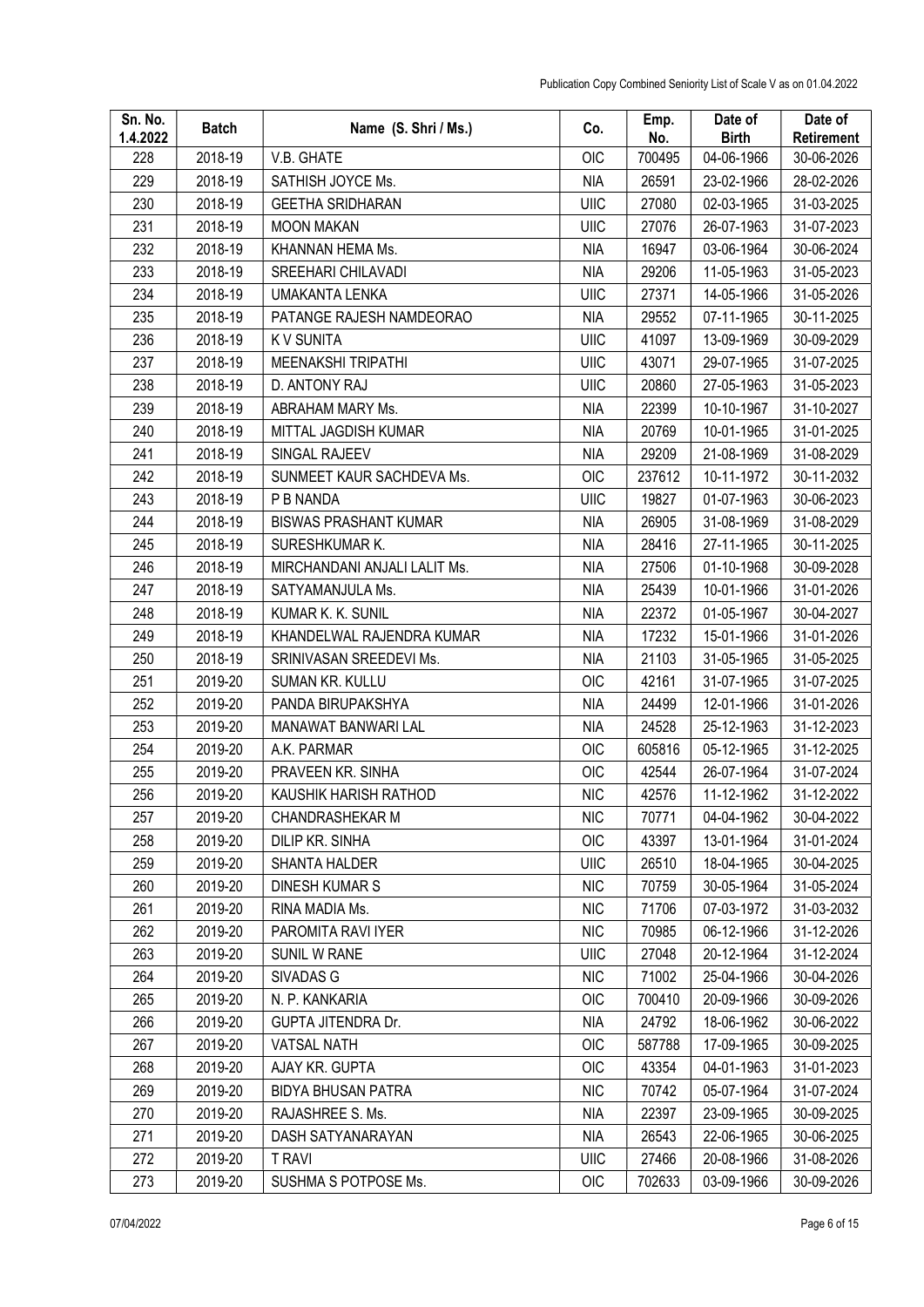| Sn. No. 1.4.2022 | Batch | Name (S. Shri / Ms.) | Co. | Emp. No. | Date of Birth | Date of Retirement |
|---|---|---|---|---|---|---|
| 228 | 2018-19 | V.B. GHATE | OIC | 700495 | 04-06-1966 | 30-06-2026 |
| 229 | 2018-19 | SATHISH JOYCE Ms. | NIA | 26591 | 23-02-1966 | 28-02-2026 |
| 230 | 2018-19 | GEETHA SRIDHARAN | UIIC | 27080 | 02-03-1965 | 31-03-2025 |
| 231 | 2018-19 | MOON MAKAN | UIIC | 27076 | 26-07-1963 | 31-07-2023 |
| 232 | 2018-19 | KHANNAN HEMA Ms. | NIA | 16947 | 03-06-1964 | 30-06-2024 |
| 233 | 2018-19 | SREEHARI CHILAVADI | NIA | 29206 | 11-05-1963 | 31-05-2023 |
| 234 | 2018-19 | UMAKANTA LENKA | UIIC | 27371 | 14-05-1966 | 31-05-2026 |
| 235 | 2018-19 | PATANGE RAJESH NAMDEORAO | NIA | 29552 | 07-11-1965 | 30-11-2025 |
| 236 | 2018-19 | K V SUNITA | UIIC | 41097 | 13-09-1969 | 30-09-2029 |
| 237 | 2018-19 | MEENAKSHI TRIPATHI | UIIC | 43071 | 29-07-1965 | 31-07-2025 |
| 238 | 2018-19 | D. ANTONY RAJ | UIIC | 20860 | 27-05-1963 | 31-05-2023 |
| 239 | 2018-19 | ABRAHAM MARY Ms. | NIA | 22399 | 10-10-1967 | 31-10-2027 |
| 240 | 2018-19 | MITTAL JAGDISH KUMAR | NIA | 20769 | 10-01-1965 | 31-01-2025 |
| 241 | 2018-19 | SINGAL RAJEEV | NIA | 29209 | 21-08-1969 | 31-08-2029 |
| 242 | 2018-19 | SUNMEET KAUR SACHDEVA Ms. | OIC | 237612 | 10-11-1972 | 30-11-2032 |
| 243 | 2018-19 | P B NANDA | UIIC | 19827 | 01-07-1963 | 30-06-2023 |
| 244 | 2018-19 | BISWAS PRASHANT KUMAR | NIA | 26905 | 31-08-1969 | 31-08-2029 |
| 245 | 2018-19 | SURESHKUMAR K. | NIA | 28416 | 27-11-1965 | 30-11-2025 |
| 246 | 2018-19 | MIRCHANDANI ANJALI LALIT Ms. | NIA | 27506 | 01-10-1968 | 30-09-2028 |
| 247 | 2018-19 | SATYAMANJULA Ms. | NIA | 25439 | 10-01-1966 | 31-01-2026 |
| 248 | 2018-19 | KUMAR K. K. SUNIL | NIA | 22372 | 01-05-1967 | 30-04-2027 |
| 249 | 2018-19 | KHANDELWAL RAJENDRA KUMAR | NIA | 17232 | 15-01-1966 | 31-01-2026 |
| 250 | 2018-19 | SRINIVASAN SREEDEVI Ms. | NIA | 21103 | 31-05-1965 | 31-05-2025 |
| 251 | 2019-20 | SUMAN KR. KULLU | OIC | 42161 | 31-07-1965 | 31-07-2025 |
| 252 | 2019-20 | PANDA BIRUPAKSHYA | NIA | 24499 | 12-01-1966 | 31-01-2026 |
| 253 | 2019-20 | MANAWAT BANWARI LAL | NIA | 24528 | 25-12-1963 | 31-12-2023 |
| 254 | 2019-20 | A.K. PARMAR | OIC | 605816 | 05-12-1965 | 31-12-2025 |
| 255 | 2019-20 | PRAVEEN KR. SINHA | OIC | 42544 | 26-07-1964 | 31-07-2024 |
| 256 | 2019-20 | KAUSHIK HARISH RATHOD | NIC | 42576 | 11-12-1962 | 31-12-2022 |
| 257 | 2019-20 | CHANDRASHEKAR M | NIC | 70771 | 04-04-1962 | 30-04-2022 |
| 258 | 2019-20 | DILIP KR. SINHA | OIC | 43397 | 13-01-1964 | 31-01-2024 |
| 259 | 2019-20 | SHANTA HALDER | UIIC | 26510 | 18-04-1965 | 30-04-2025 |
| 260 | 2019-20 | DINESH KUMAR S | NIC | 70759 | 30-05-1964 | 31-05-2024 |
| 261 | 2019-20 | RINA MADIA Ms. | NIC | 71706 | 07-03-1972 | 31-03-2032 |
| 262 | 2019-20 | PAROMITA RAVI IYER | NIC | 70985 | 06-12-1966 | 31-12-2026 |
| 263 | 2019-20 | SUNIL W RANE | UIIC | 27048 | 20-12-1964 | 31-12-2024 |
| 264 | 2019-20 | SIVADAS G | NIC | 71002 | 25-04-1966 | 30-04-2026 |
| 265 | 2019-20 | N. P. KANKARIA | OIC | 700410 | 20-09-1966 | 30-09-2026 |
| 266 | 2019-20 | GUPTA JITENDRA Dr. | NIA | 24792 | 18-06-1962 | 30-06-2022 |
| 267 | 2019-20 | VATSAL NATH | OIC | 587788 | 17-09-1965 | 30-09-2025 |
| 268 | 2019-20 | AJAY KR. GUPTA | OIC | 43354 | 04-01-1963 | 31-01-2023 |
| 269 | 2019-20 | BIDYA BHUSAN PATRA | NIC | 70742 | 05-07-1964 | 31-07-2024 |
| 270 | 2019-20 | RAJASHREE S. Ms. | NIA | 22397 | 23-09-1965 | 30-09-2025 |
| 271 | 2019-20 | DASH SATYANARAYAN | NIA | 26543 | 22-06-1965 | 30-06-2025 |
| 272 | 2019-20 | T RAVI | UIIC | 27466 | 20-08-1966 | 31-08-2026 |
| 273 | 2019-20 | SUSHMA S POTPOSE Ms. | OIC | 702633 | 03-09-1966 | 30-09-2026 |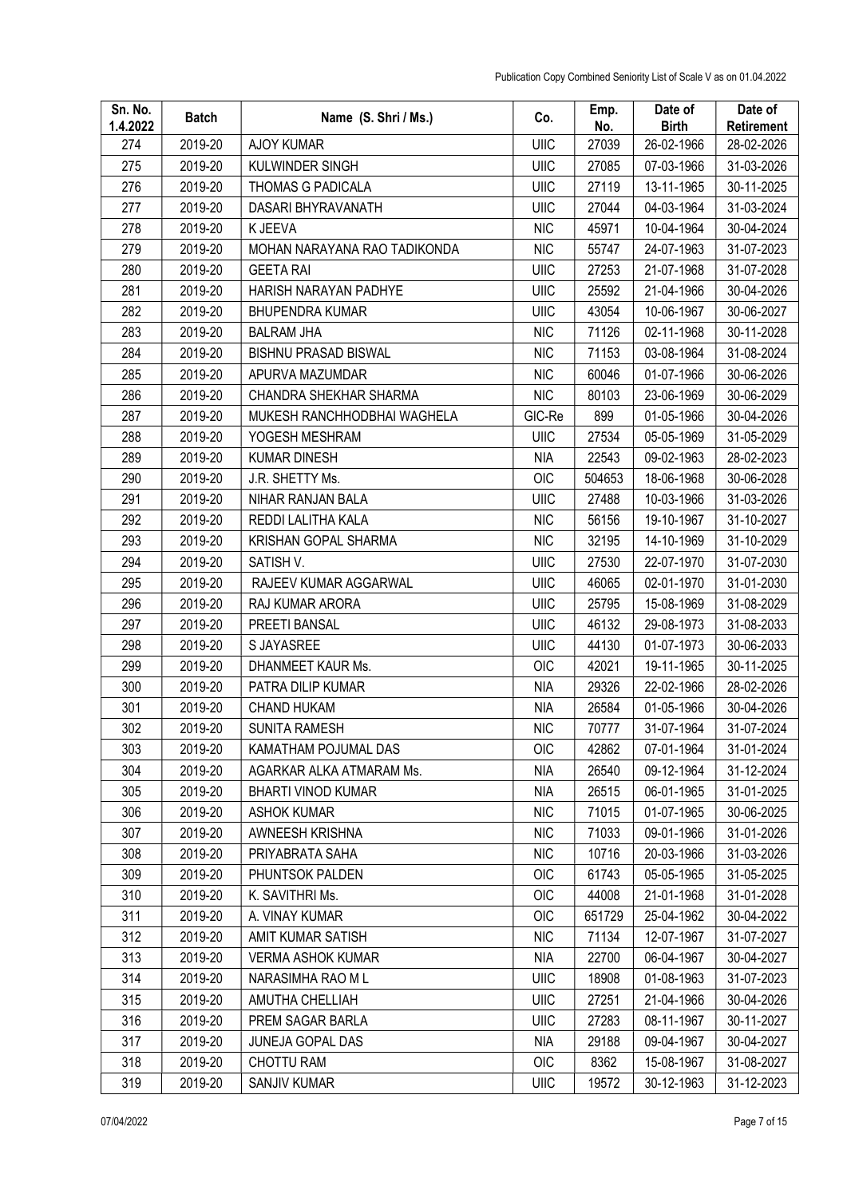| Sn. No. 1.4.2022 | Batch | Name (S. Shri / Ms.) | Co. | Emp. No. | Date of Birth | Date of Retirement |
|---|---|---|---|---|---|---|
| 274 | 2019-20 | AJOY KUMAR | UIIC | 27039 | 26-02-1966 | 28-02-2026 |
| 275 | 2019-20 | KULWINDER SINGH | UIIC | 27085 | 07-03-1966 | 31-03-2026 |
| 276 | 2019-20 | THOMAS G PADICALA | UIIC | 27119 | 13-11-1965 | 30-11-2025 |
| 277 | 2019-20 | DASARI BHYRAVANATH | UIIC | 27044 | 04-03-1964 | 31-03-2024 |
| 278 | 2019-20 | K JEEVA | NIC | 45971 | 10-04-1964 | 30-04-2024 |
| 279 | 2019-20 | MOHAN NARAYANA RAO TADIKONDA | NIC | 55747 | 24-07-1963 | 31-07-2023 |
| 280 | 2019-20 | GEETA RAI | UIIC | 27253 | 21-07-1968 | 31-07-2028 |
| 281 | 2019-20 | HARISH NARAYAN PADHYE | UIIC | 25592 | 21-04-1966 | 30-04-2026 |
| 282 | 2019-20 | BHUPENDRA KUMAR | UIIC | 43054 | 10-06-1967 | 30-06-2027 |
| 283 | 2019-20 | BALRAM JHA | NIC | 71126 | 02-11-1968 | 30-11-2028 |
| 284 | 2019-20 | BISHNU PRASAD BISWAL | NIC | 71153 | 03-08-1964 | 31-08-2024 |
| 285 | 2019-20 | APURVA MAZUMDAR | NIC | 60046 | 01-07-1966 | 30-06-2026 |
| 286 | 2019-20 | CHANDRA SHEKHAR SHARMA | NIC | 80103 | 23-06-1969 | 30-06-2029 |
| 287 | 2019-20 | MUKESH RANCHHODBHAI WAGHELA | GIC-Re | 899 | 01-05-1966 | 30-04-2026 |
| 288 | 2019-20 | YOGESH MESHRAM | UIIC | 27534 | 05-05-1969 | 31-05-2029 |
| 289 | 2019-20 | KUMAR DINESH | NIA | 22543 | 09-02-1963 | 28-02-2023 |
| 290 | 2019-20 | J.R. SHETTY Ms. | OIC | 504653 | 18-06-1968 | 30-06-2028 |
| 291 | 2019-20 | NIHAR RANJAN BALA | UIIC | 27488 | 10-03-1966 | 31-03-2026 |
| 292 | 2019-20 | REDDI LALITHA KALA | NIC | 56156 | 19-10-1967 | 31-10-2027 |
| 293 | 2019-20 | KRISHAN GOPAL SHARMA | NIC | 32195 | 14-10-1969 | 31-10-2029 |
| 294 | 2019-20 | SATISH V. | UIIC | 27530 | 22-07-1970 | 31-07-2030 |
| 295 | 2019-20 | RAJEEV KUMAR AGGARWAL | UIIC | 46065 | 02-01-1970 | 31-01-2030 |
| 296 | 2019-20 | RAJ KUMAR ARORA | UIIC | 25795 | 15-08-1969 | 31-08-2029 |
| 297 | 2019-20 | PREETI BANSAL | UIIC | 46132 | 29-08-1973 | 31-08-2033 |
| 298 | 2019-20 | S JAYASREE | UIIC | 44130 | 01-07-1973 | 30-06-2033 |
| 299 | 2019-20 | DHANMEET KAUR Ms. | OIC | 42021 | 19-11-1965 | 30-11-2025 |
| 300 | 2019-20 | PATRA DILIP KUMAR | NIA | 29326 | 22-02-1966 | 28-02-2026 |
| 301 | 2019-20 | CHAND HUKAM | NIA | 26584 | 01-05-1966 | 30-04-2026 |
| 302 | 2019-20 | SUNITA RAMESH | NIC | 70777 | 31-07-1964 | 31-07-2024 |
| 303 | 2019-20 | KAMATHAM POJUMAL DAS | OIC | 42862 | 07-01-1964 | 31-01-2024 |
| 304 | 2019-20 | AGARKAR ALKA ATMARAM Ms. | NIA | 26540 | 09-12-1964 | 31-12-2024 |
| 305 | 2019-20 | BHARTI VINOD KUMAR | NIA | 26515 | 06-01-1965 | 31-01-2025 |
| 306 | 2019-20 | ASHOK KUMAR | NIC | 71015 | 01-07-1965 | 30-06-2025 |
| 307 | 2019-20 | AWNEESH KRISHNA | NIC | 71033 | 09-01-1966 | 31-01-2026 |
| 308 | 2019-20 | PRIYABRATA SAHA | NIC | 10716 | 20-03-1966 | 31-03-2026 |
| 309 | 2019-20 | PHUNTSOK PALDEN | OIC | 61743 | 05-05-1965 | 31-05-2025 |
| 310 | 2019-20 | K. SAVITHRI Ms. | OIC | 44008 | 21-01-1968 | 31-01-2028 |
| 311 | 2019-20 | A. VINAY KUMAR | OIC | 651729 | 25-04-1962 | 30-04-2022 |
| 312 | 2019-20 | AMIT KUMAR SATISH | NIC | 71134 | 12-07-1967 | 31-07-2027 |
| 313 | 2019-20 | VERMA ASHOK KUMAR | NIA | 22700 | 06-04-1967 | 30-04-2027 |
| 314 | 2019-20 | NARASIMHA RAO M L | UIIC | 18908 | 01-08-1963 | 31-07-2023 |
| 315 | 2019-20 | AMUTHA CHELLIAH | UIIC | 27251 | 21-04-1966 | 30-04-2026 |
| 316 | 2019-20 | PREM SAGAR BARLA | UIIC | 27283 | 08-11-1967 | 30-11-2027 |
| 317 | 2019-20 | JUNEJA GOPAL DAS | NIA | 29188 | 09-04-1967 | 30-04-2027 |
| 318 | 2019-20 | CHOTTU RAM | OIC | 8362 | 15-08-1967 | 31-08-2027 |
| 319 | 2019-20 | SANJIV KUMAR | UIIC | 19572 | 30-12-1963 | 31-12-2023 |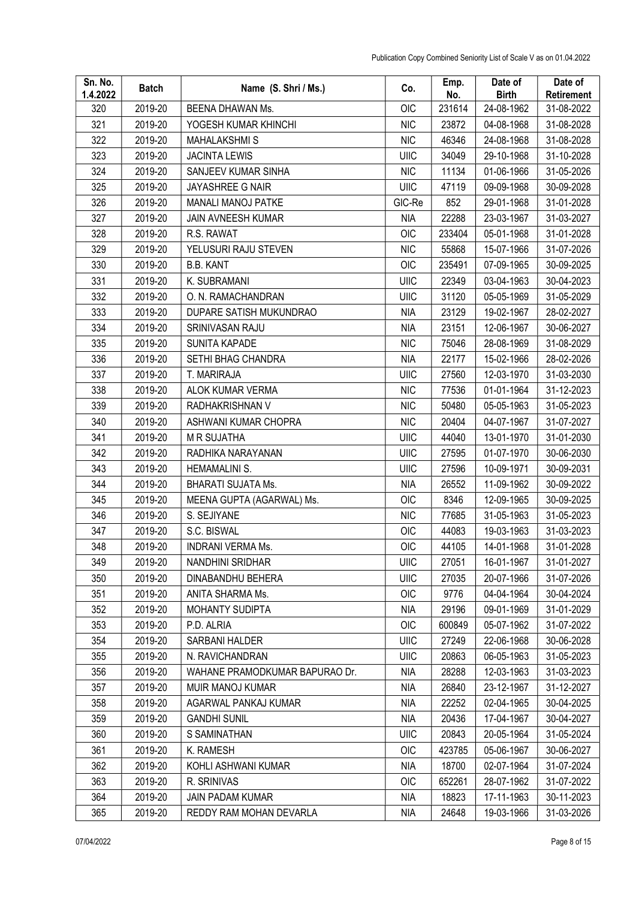| Sn. No. 1.4.2022 | Batch | Name (S. Shri / Ms.) | Co. | Emp. No. | Date of Birth | Date of Retirement |
|---|---|---|---|---|---|---|
| 320 | 2019-20 | BEENA DHAWAN Ms. | OIC | 231614 | 24-08-1962 | 31-08-2022 |
| 321 | 2019-20 | YOGESH KUMAR KHINCHI | NIC | 23872 | 04-08-1968 | 31-08-2028 |
| 322 | 2019-20 | MAHALAKSHMI S | NIC | 46346 | 24-08-1968 | 31-08-2028 |
| 323 | 2019-20 | JACINTA LEWIS | UIIC | 34049 | 29-10-1968 | 31-10-2028 |
| 324 | 2019-20 | SANJEEV KUMAR SINHA | NIC | 11134 | 01-06-1966 | 31-05-2026 |
| 325 | 2019-20 | JAYASHREE G NAIR | UIIC | 47119 | 09-09-1968 | 30-09-2028 |
| 326 | 2019-20 | MANALI MANOJ PATKE | GIC-Re | 852 | 29-01-1968 | 31-01-2028 |
| 327 | 2019-20 | JAIN AVNEESH KUMAR | NIA | 22288 | 23-03-1967 | 31-03-2027 |
| 328 | 2019-20 | R.S. RAWAT | OIC | 233404 | 05-01-1968 | 31-01-2028 |
| 329 | 2019-20 | YELUSURI RAJU STEVEN | NIC | 55868 | 15-07-1966 | 31-07-2026 |
| 330 | 2019-20 | B.B. KANT | OIC | 235491 | 07-09-1965 | 30-09-2025 |
| 331 | 2019-20 | K. SUBRAMANI | UIIC | 22349 | 03-04-1963 | 30-04-2023 |
| 332 | 2019-20 | O. N. RAMACHANDRAN | UIIC | 31120 | 05-05-1969 | 31-05-2029 |
| 333 | 2019-20 | DUPARE SATISH MUKUNDRAO | NIA | 23129 | 19-02-1967 | 28-02-2027 |
| 334 | 2019-20 | SRINIVASAN RAJU | NIA | 23151 | 12-06-1967 | 30-06-2027 |
| 335 | 2019-20 | SUNITA KAPADE | NIC | 75046 | 28-08-1969 | 31-08-2029 |
| 336 | 2019-20 | SETHI BHAG CHANDRA | NIA | 22177 | 15-02-1966 | 28-02-2026 |
| 337 | 2019-20 | T. MARIRAJA | UIIC | 27560 | 12-03-1970 | 31-03-2030 |
| 338 | 2019-20 | ALOK KUMAR VERMA | NIC | 77536 | 01-01-1964 | 31-12-2023 |
| 339 | 2019-20 | RADHAKRISHNAN V | NIC | 50480 | 05-05-1963 | 31-05-2023 |
| 340 | 2019-20 | ASHWANI KUMAR CHOPRA | NIC | 20404 | 04-07-1967 | 31-07-2027 |
| 341 | 2019-20 | M R SUJATHA | UIIC | 44040 | 13-01-1970 | 31-01-2030 |
| 342 | 2019-20 | RADHIKA NARAYANAN | UIIC | 27595 | 01-07-1970 | 30-06-2030 |
| 343 | 2019-20 | HEMAMALINI S. | UIIC | 27596 | 10-09-1971 | 30-09-2031 |
| 344 | 2019-20 | BHARATI SUJATA Ms. | NIA | 26552 | 11-09-1962 | 30-09-2022 |
| 345 | 2019-20 | MEENA GUPTA (AGARWAL) Ms. | OIC | 8346 | 12-09-1965 | 30-09-2025 |
| 346 | 2019-20 | S. SEJIYANE | NIC | 77685 | 31-05-1963 | 31-05-2023 |
| 347 | 2019-20 | S.C. BISWAL | OIC | 44083 | 19-03-1963 | 31-03-2023 |
| 348 | 2019-20 | INDRANI VERMA Ms. | OIC | 44105 | 14-01-1968 | 31-01-2028 |
| 349 | 2019-20 | NANDHINI SRIDHAR | UIIC | 27051 | 16-01-1967 | 31-01-2027 |
| 350 | 2019-20 | DINABANDHU BEHERA | UIIC | 27035 | 20-07-1966 | 31-07-2026 |
| 351 | 2019-20 | ANITA SHARMA Ms. | OIC | 9776 | 04-04-1964 | 30-04-2024 |
| 352 | 2019-20 | MOHANTY SUDIPTA | NIA | 29196 | 09-01-1969 | 31-01-2029 |
| 353 | 2019-20 | P.D. ALRIA | OIC | 600849 | 05-07-1962 | 31-07-2022 |
| 354 | 2019-20 | SARBANI HALDER | UIIC | 27249 | 22-06-1968 | 30-06-2028 |
| 355 | 2019-20 | N. RAVICHANDRAN | UIIC | 20863 | 06-05-1963 | 31-05-2023 |
| 356 | 2019-20 | WAHANE PRAMODKUMAR BAPURAO Dr. | NIA | 28288 | 12-03-1963 | 31-03-2023 |
| 357 | 2019-20 | MUIR MANOJ KUMAR | NIA | 26840 | 23-12-1967 | 31-12-2027 |
| 358 | 2019-20 | AGARWAL PANKAJ KUMAR | NIA | 22252 | 02-04-1965 | 30-04-2025 |
| 359 | 2019-20 | GANDHI SUNIL | NIA | 20436 | 17-04-1967 | 30-04-2027 |
| 360 | 2019-20 | S SAMINATHAN | UIIC | 20843 | 20-05-1964 | 31-05-2024 |
| 361 | 2019-20 | K. RAMESH | OIC | 423785 | 05-06-1967 | 30-06-2027 |
| 362 | 2019-20 | KOHLI ASHWANI KUMAR | NIA | 18700 | 02-07-1964 | 31-07-2024 |
| 363 | 2019-20 | R. SRINIVAS | OIC | 652261 | 28-07-1962 | 31-07-2022 |
| 364 | 2019-20 | JAIN PADAM KUMAR | NIA | 18823 | 17-11-1963 | 30-11-2023 |
| 365 | 2019-20 | REDDY RAM MOHAN DEVARLA | NIA | 24648 | 19-03-1966 | 31-03-2026 |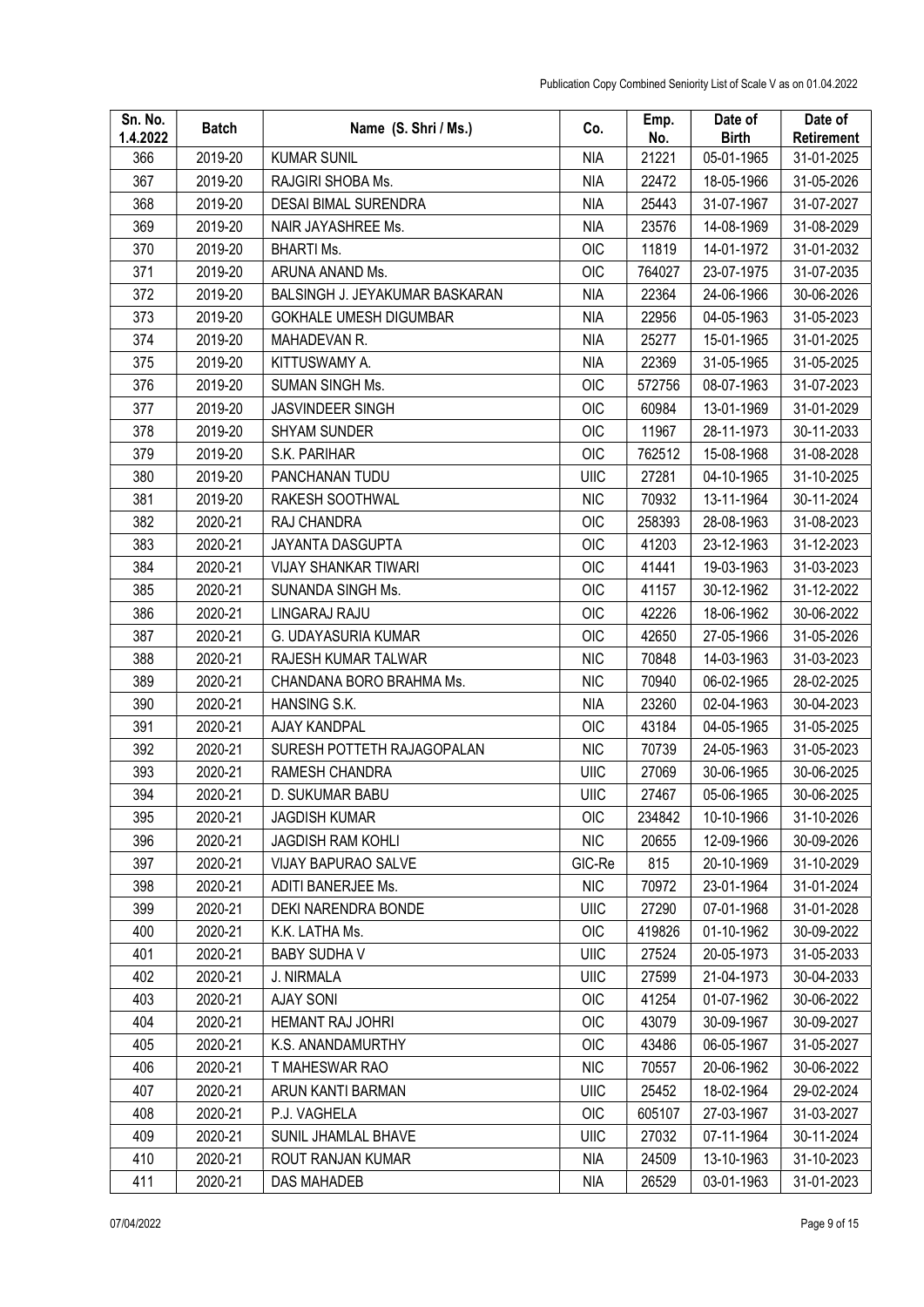| Sn. No. 1.4.2022 | Batch | Name (S. Shri / Ms.) | Co. | Emp. No. | Date of Birth | Date of Retirement |
|---|---|---|---|---|---|---|
| 366 | 2019-20 | KUMAR SUNIL | NIA | 21221 | 05-01-1965 | 31-01-2025 |
| 367 | 2019-20 | RAJGIRI SHOBA Ms. | NIA | 22472 | 18-05-1966 | 31-05-2026 |
| 368 | 2019-20 | DESAI BIMAL SURENDRA | NIA | 25443 | 31-07-1967 | 31-07-2027 |
| 369 | 2019-20 | NAIR JAYASHREE Ms. | NIA | 23576 | 14-08-1969 | 31-08-2029 |
| 370 | 2019-20 | BHARTI Ms. | OIC | 11819 | 14-01-1972 | 31-01-2032 |
| 371 | 2019-20 | ARUNA ANAND Ms. | OIC | 764027 | 23-07-1975 | 31-07-2035 |
| 372 | 2019-20 | BALSINGH J. JEYAKUMAR BASKARAN | NIA | 22364 | 24-06-1966 | 30-06-2026 |
| 373 | 2019-20 | GOKHALE UMESH DIGUMBAR | NIA | 22956 | 04-05-1963 | 31-05-2023 |
| 374 | 2019-20 | MAHADEVAN R. | NIA | 25277 | 15-01-1965 | 31-01-2025 |
| 375 | 2019-20 | KITTUSWAMY A. | NIA | 22369 | 31-05-1965 | 31-05-2025 |
| 376 | 2019-20 | SUMAN SINGH Ms. | OIC | 572756 | 08-07-1963 | 31-07-2023 |
| 377 | 2019-20 | JASVINDEER SINGH | OIC | 60984 | 13-01-1969 | 31-01-2029 |
| 378 | 2019-20 | SHYAM SUNDER | OIC | 11967 | 28-11-1973 | 30-11-2033 |
| 379 | 2019-20 | S.K. PARIHAR | OIC | 762512 | 15-08-1968 | 31-08-2028 |
| 380 | 2019-20 | PANCHANAN TUDU | UIIC | 27281 | 04-10-1965 | 31-10-2025 |
| 381 | 2019-20 | RAKESH SOOTHWAL | NIC | 70932 | 13-11-1964 | 30-11-2024 |
| 382 | 2020-21 | RAJ CHANDRA | OIC | 258393 | 28-08-1963 | 31-08-2023 |
| 383 | 2020-21 | JAYANTA DASGUPTA | OIC | 41203 | 23-12-1963 | 31-12-2023 |
| 384 | 2020-21 | VIJAY SHANKAR TIWARI | OIC | 41441 | 19-03-1963 | 31-03-2023 |
| 385 | 2020-21 | SUNANDA SINGH Ms. | OIC | 41157 | 30-12-1962 | 31-12-2022 |
| 386 | 2020-21 | LINGARAJ RAJU | OIC | 42226 | 18-06-1962 | 30-06-2022 |
| 387 | 2020-21 | G. UDAYASURIA KUMAR | OIC | 42650 | 27-05-1966 | 31-05-2026 |
| 388 | 2020-21 | RAJESH KUMAR TALWAR | NIC | 70848 | 14-03-1963 | 31-03-2023 |
| 389 | 2020-21 | CHANDANA BORO BRAHMA Ms. | NIC | 70940 | 06-02-1965 | 28-02-2025 |
| 390 | 2020-21 | HANSING S.K. | NIA | 23260 | 02-04-1963 | 30-04-2023 |
| 391 | 2020-21 | AJAY KANDPAL | OIC | 43184 | 04-05-1965 | 31-05-2025 |
| 392 | 2020-21 | SURESH POTTETH RAJAGOPALAN | NIC | 70739 | 24-05-1963 | 31-05-2023 |
| 393 | 2020-21 | RAMESH CHANDRA | UIIC | 27069 | 30-06-1965 | 30-06-2025 |
| 394 | 2020-21 | D. SUKUMAR BABU | UIIC | 27467 | 05-06-1965 | 30-06-2025 |
| 395 | 2020-21 | JAGDISH KUMAR | OIC | 234842 | 10-10-1966 | 31-10-2026 |
| 396 | 2020-21 | JAGDISH RAM KOHLI | NIC | 20655 | 12-09-1966 | 30-09-2026 |
| 397 | 2020-21 | VIJAY BAPURAO SALVE | GIC-Re | 815 | 20-10-1969 | 31-10-2029 |
| 398 | 2020-21 | ADITI BANERJEE Ms. | NIC | 70972 | 23-01-1964 | 31-01-2024 |
| 399 | 2020-21 | DEKI NARENDRA BONDE | UIIC | 27290 | 07-01-1968 | 31-01-2028 |
| 400 | 2020-21 | K.K. LATHA Ms. | OIC | 419826 | 01-10-1962 | 30-09-2022 |
| 401 | 2020-21 | BABY SUDHA V | UIIC | 27524 | 20-05-1973 | 31-05-2033 |
| 402 | 2020-21 | J. NIRMALA | UIIC | 27599 | 21-04-1973 | 30-04-2033 |
| 403 | 2020-21 | AJAY SONI | OIC | 41254 | 01-07-1962 | 30-06-2022 |
| 404 | 2020-21 | HEMANT RAJ JOHRI | OIC | 43079 | 30-09-1967 | 30-09-2027 |
| 405 | 2020-21 | K.S. ANANDAMURTHY | OIC | 43486 | 06-05-1967 | 31-05-2027 |
| 406 | 2020-21 | T MAHESWAR RAO | NIC | 70557 | 20-06-1962 | 30-06-2022 |
| 407 | 2020-21 | ARUN KANTI BARMAN | UIIC | 25452 | 18-02-1964 | 29-02-2024 |
| 408 | 2020-21 | P.J. VAGHELA | OIC | 605107 | 27-03-1967 | 31-03-2027 |
| 409 | 2020-21 | SUNIL JHAMLAL BHAVE | UIIC | 27032 | 07-11-1964 | 30-11-2024 |
| 410 | 2020-21 | ROUT RANJAN KUMAR | NIA | 24509 | 13-10-1963 | 31-10-2023 |
| 411 | 2020-21 | DAS MAHADEB | NIA | 26529 | 03-01-1963 | 31-01-2023 |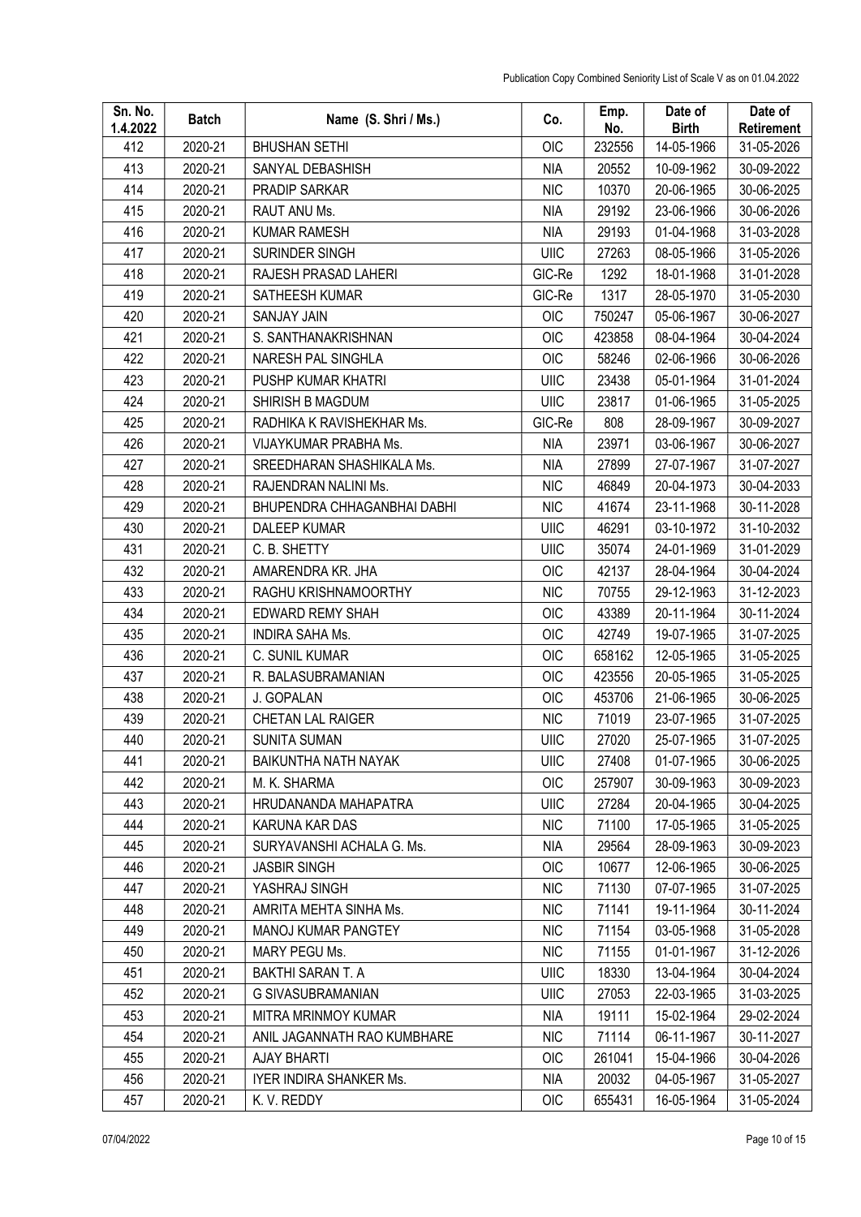| Sn. No. 1.4.2022 | Batch | Name (S. Shri / Ms.) | Co. | Emp. No. | Date of Birth | Date of Retirement |
|---|---|---|---|---|---|---|
| 412 | 2020-21 | BHUSHAN SETHI | OIC | 232556 | 14-05-1966 | 31-05-2026 |
| 413 | 2020-21 | SANYAL DEBASHISH | NIA | 20552 | 10-09-1962 | 30-09-2022 |
| 414 | 2020-21 | PRADIP SARKAR | NIC | 10370 | 20-06-1965 | 30-06-2025 |
| 415 | 2020-21 | RAUT ANU Ms. | NIA | 29192 | 23-06-1966 | 30-06-2026 |
| 416 | 2020-21 | KUMAR RAMESH | NIA | 29193 | 01-04-1968 | 31-03-2028 |
| 417 | 2020-21 | SURINDER SINGH | UIIC | 27263 | 08-05-1966 | 31-05-2026 |
| 418 | 2020-21 | RAJESH PRASAD LAHERI | GIC-Re | 1292 | 18-01-1968 | 31-01-2028 |
| 419 | 2020-21 | SATHEESH KUMAR | GIC-Re | 1317 | 28-05-1970 | 31-05-2030 |
| 420 | 2020-21 | SANJAY JAIN | OIC | 750247 | 05-06-1967 | 30-06-2027 |
| 421 | 2020-21 | S. SANTHANAKRISHNAN | OIC | 423858 | 08-04-1964 | 30-04-2024 |
| 422 | 2020-21 | NARESH PAL SINGHLA | OIC | 58246 | 02-06-1966 | 30-06-2026 |
| 423 | 2020-21 | PUSHP KUMAR KHATRI | UIIC | 23438 | 05-01-1964 | 31-01-2024 |
| 424 | 2020-21 | SHIRISH B MAGDUM | UIIC | 23817 | 01-06-1965 | 31-05-2025 |
| 425 | 2020-21 | RADHIKA K RAVISHEKHAR Ms. | GIC-Re | 808 | 28-09-1967 | 30-09-2027 |
| 426 | 2020-21 | VIJAYKUMAR PRABHA Ms. | NIA | 23971 | 03-06-1967 | 30-06-2027 |
| 427 | 2020-21 | SREEDHARAN SHASHIKALA Ms. | NIA | 27899 | 27-07-1967 | 31-07-2027 |
| 428 | 2020-21 | RAJENDRAN NALINI Ms. | NIC | 46849 | 20-04-1973 | 30-04-2033 |
| 429 | 2020-21 | BHUPENDRA CHHAGANBHAI DABHI | NIC | 41674 | 23-11-1968 | 30-11-2028 |
| 430 | 2020-21 | DALEEP KUMAR | UIIC | 46291 | 03-10-1972 | 31-10-2032 |
| 431 | 2020-21 | C. B. SHETTY | UIIC | 35074 | 24-01-1969 | 31-01-2029 |
| 432 | 2020-21 | AMARENDRA KR. JHA | OIC | 42137 | 28-04-1964 | 30-04-2024 |
| 433 | 2020-21 | RAGHU KRISHNAMOORTHY | NIC | 70755 | 29-12-1963 | 31-12-2023 |
| 434 | 2020-21 | EDWARD REMY SHAH | OIC | 43389 | 20-11-1964 | 30-11-2024 |
| 435 | 2020-21 | INDIRA SAHA Ms. | OIC | 42749 | 19-07-1965 | 31-07-2025 |
| 436 | 2020-21 | C. SUNIL KUMAR | OIC | 658162 | 12-05-1965 | 31-05-2025 |
| 437 | 2020-21 | R. BALASUBRAMANIAN | OIC | 423556 | 20-05-1965 | 31-05-2025 |
| 438 | 2020-21 | J. GOPALAN | OIC | 453706 | 21-06-1965 | 30-06-2025 |
| 439 | 2020-21 | CHETAN LAL RAIGER | NIC | 71019 | 23-07-1965 | 31-07-2025 |
| 440 | 2020-21 | SUNITA SUMAN | UIIC | 27020 | 25-07-1965 | 31-07-2025 |
| 441 | 2020-21 | BAIKUNTHA NATH NAYAK | UIIC | 27408 | 01-07-1965 | 30-06-2025 |
| 442 | 2020-21 | M. K. SHARMA | OIC | 257907 | 30-09-1963 | 30-09-2023 |
| 443 | 2020-21 | HRUDANANDA MAHAPATRA | UIIC | 27284 | 20-04-1965 | 30-04-2025 |
| 444 | 2020-21 | KARUNA KAR DAS | NIC | 71100 | 17-05-1965 | 31-05-2025 |
| 445 | 2020-21 | SURYAVANSHI ACHALA G. Ms. | NIA | 29564 | 28-09-1963 | 30-09-2023 |
| 446 | 2020-21 | JASBIR SINGH | OIC | 10677 | 12-06-1965 | 30-06-2025 |
| 447 | 2020-21 | YASHRAJ SINGH | NIC | 71130 | 07-07-1965 | 31-07-2025 |
| 448 | 2020-21 | AMRITA MEHTA SINHA Ms. | NIC | 71141 | 19-11-1964 | 30-11-2024 |
| 449 | 2020-21 | MANOJ KUMAR PANGTEY | NIC | 71154 | 03-05-1968 | 31-05-2028 |
| 450 | 2020-21 | MARY PEGU Ms. | NIC | 71155 | 01-01-1967 | 31-12-2026 |
| 451 | 2020-21 | BAKTHI SARAN T. A | UIIC | 18330 | 13-04-1964 | 30-04-2024 |
| 452 | 2020-21 | G SIVASUBRAMANIAN | UIIC | 27053 | 22-03-1965 | 31-03-2025 |
| 453 | 2020-21 | MITRA MRINMOY KUMAR | NIA | 19111 | 15-02-1964 | 29-02-2024 |
| 454 | 2020-21 | ANIL JAGANNATH RAO KUMBHARE | NIC | 71114 | 06-11-1967 | 30-11-2027 |
| 455 | 2020-21 | AJAY BHARTI | OIC | 261041 | 15-04-1966 | 30-04-2026 |
| 456 | 2020-21 | IYER INDIRA SHANKER Ms. | NIA | 20032 | 04-05-1967 | 31-05-2027 |
| 457 | 2020-21 | K. V. REDDY | OIC | 655431 | 16-05-1964 | 31-05-2024 |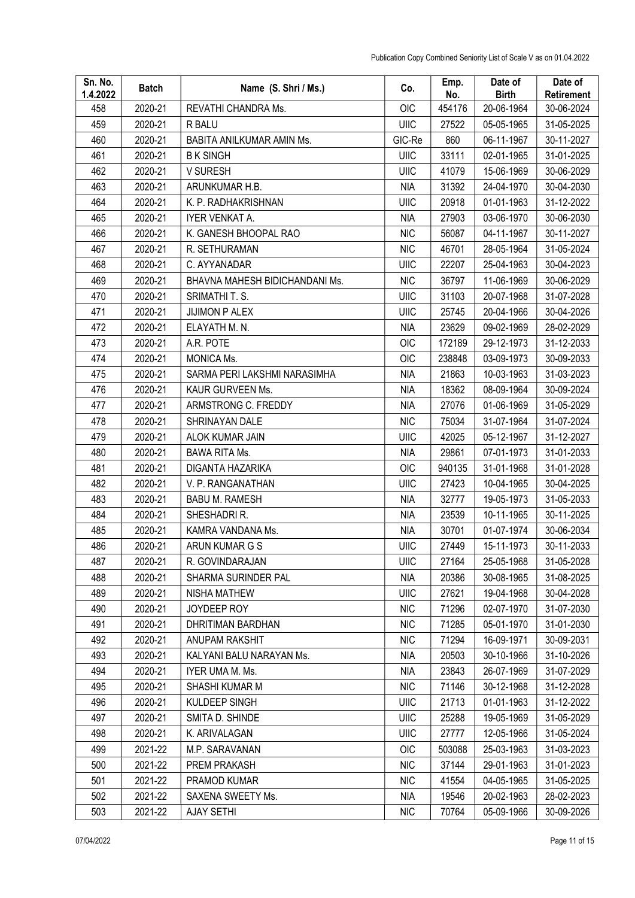| Sn. No. 1.4.2022 | Batch | Name (S. Shri / Ms.) | Co. | Emp. No. | Date of Birth | Date of Retirement |
|---|---|---|---|---|---|---|
| 458 | 2020-21 | REVATHI CHANDRA Ms. | OIC | 454176 | 20-06-1964 | 30-06-2024 |
| 459 | 2020-21 | R BALU | UIIC | 27522 | 05-05-1965 | 31-05-2025 |
| 460 | 2020-21 | BABITA ANILKUMAR AMIN Ms. | GIC-Re | 860 | 06-11-1967 | 30-11-2027 |
| 461 | 2020-21 | B K SINGH | UIIC | 33111 | 02-01-1965 | 31-01-2025 |
| 462 | 2020-21 | V SURESH | UIIC | 41079 | 15-06-1969 | 30-06-2029 |
| 463 | 2020-21 | ARUNKUMAR H.B. | NIA | 31392 | 24-04-1970 | 30-04-2030 |
| 464 | 2020-21 | K. P. RADHAKRISHNAN | UIIC | 20918 | 01-01-1963 | 31-12-2022 |
| 465 | 2020-21 | IYER VENKAT A. | NIA | 27903 | 03-06-1970 | 30-06-2030 |
| 466 | 2020-21 | K. GANESH BHOOPAL RAO | NIC | 56087 | 04-11-1967 | 30-11-2027 |
| 467 | 2020-21 | R. SETHURAMAN | NIC | 46701 | 28-05-1964 | 31-05-2024 |
| 468 | 2020-21 | C. AYYANADAR | UIIC | 22207 | 25-04-1963 | 30-04-2023 |
| 469 | 2020-21 | BHAVNA MAHESH BIDICHANDANI Ms. | NIC | 36797 | 11-06-1969 | 30-06-2029 |
| 470 | 2020-21 | SRIMATHI T. S. | UIIC | 31103 | 20-07-1968 | 31-07-2028 |
| 471 | 2020-21 | JIJIMON P ALEX | UIIC | 25745 | 20-04-1966 | 30-04-2026 |
| 472 | 2020-21 | ELAYATH M. N. | NIA | 23629 | 09-02-1969 | 28-02-2029 |
| 473 | 2020-21 | A.R. POTE | OIC | 172189 | 29-12-1973 | 31-12-2033 |
| 474 | 2020-21 | MONICA Ms. | OIC | 238848 | 03-09-1973 | 30-09-2033 |
| 475 | 2020-21 | SARMA PERI LAKSHMI NARASIMHA | NIA | 21863 | 10-03-1963 | 31-03-2023 |
| 476 | 2020-21 | KAUR GURVEEN Ms. | NIA | 18362 | 08-09-1964 | 30-09-2024 |
| 477 | 2020-21 | ARMSTRONG C. FREDDY | NIA | 27076 | 01-06-1969 | 31-05-2029 |
| 478 | 2020-21 | SHRINAYAN DALE | NIC | 75034 | 31-07-1964 | 31-07-2024 |
| 479 | 2020-21 | ALOK KUMAR JAIN | UIIC | 42025 | 05-12-1967 | 31-12-2027 |
| 480 | 2020-21 | BAWA RITA Ms. | NIA | 29861 | 07-01-1973 | 31-01-2033 |
| 481 | 2020-21 | DIGANTA HAZARIKA | OIC | 940135 | 31-01-1968 | 31-01-2028 |
| 482 | 2020-21 | V. P. RANGANATHAN | UIIC | 27423 | 10-04-1965 | 30-04-2025 |
| 483 | 2020-21 | BABU M. RAMESH | NIA | 32777 | 19-05-1973 | 31-05-2033 |
| 484 | 2020-21 | SHESHADRI R. | NIA | 23539 | 10-11-1965 | 30-11-2025 |
| 485 | 2020-21 | KAMRA VANDANA Ms. | NIA | 30701 | 01-07-1974 | 30-06-2034 |
| 486 | 2020-21 | ARUN KUMAR G S | UIIC | 27449 | 15-11-1973 | 30-11-2033 |
| 487 | 2020-21 | R. GOVINDARAJAN | UIIC | 27164 | 25-05-1968 | 31-05-2028 |
| 488 | 2020-21 | SHARMA SURINDER PAL | NIA | 20386 | 30-08-1965 | 31-08-2025 |
| 489 | 2020-21 | NISHA MATHEW | UIIC | 27621 | 19-04-1968 | 30-04-2028 |
| 490 | 2020-21 | JOYDEEP ROY | NIC | 71296 | 02-07-1970 | 31-07-2030 |
| 491 | 2020-21 | DHRITIMAN BARDHAN | NIC | 71285 | 05-01-1970 | 31-01-2030 |
| 492 | 2020-21 | ANUPAM RAKSHIT | NIC | 71294 | 16-09-1971 | 30-09-2031 |
| 493 | 2020-21 | KALYANI BALU NARAYAN Ms. | NIA | 20503 | 30-10-1966 | 31-10-2026 |
| 494 | 2020-21 | IYER UMA M. Ms. | NIA | 23843 | 26-07-1969 | 31-07-2029 |
| 495 | 2020-21 | SHASHI KUMAR M | NIC | 71146 | 30-12-1968 | 31-12-2028 |
| 496 | 2020-21 | KULDEEP SINGH | UIIC | 21713 | 01-01-1963 | 31-12-2022 |
| 497 | 2020-21 | SMITA D. SHINDE | UIIC | 25288 | 19-05-1969 | 31-05-2029 |
| 498 | 2020-21 | K. ARIVALAGAN | UIIC | 27777 | 12-05-1966 | 31-05-2024 |
| 499 | 2021-22 | M.P. SARAVANAN | OIC | 503088 | 25-03-1963 | 31-03-2023 |
| 500 | 2021-22 | PREM PRAKASH | NIC | 37144 | 29-01-1963 | 31-01-2023 |
| 501 | 2021-22 | PRAMOD KUMAR | NIC | 41554 | 04-05-1965 | 31-05-2025 |
| 502 | 2021-22 | SAXENA SWEETY Ms. | NIA | 19546 | 20-02-1963 | 28-02-2023 |
| 503 | 2021-22 | AJAY SETHI | NIC | 70764 | 05-09-1966 | 30-09-2026 |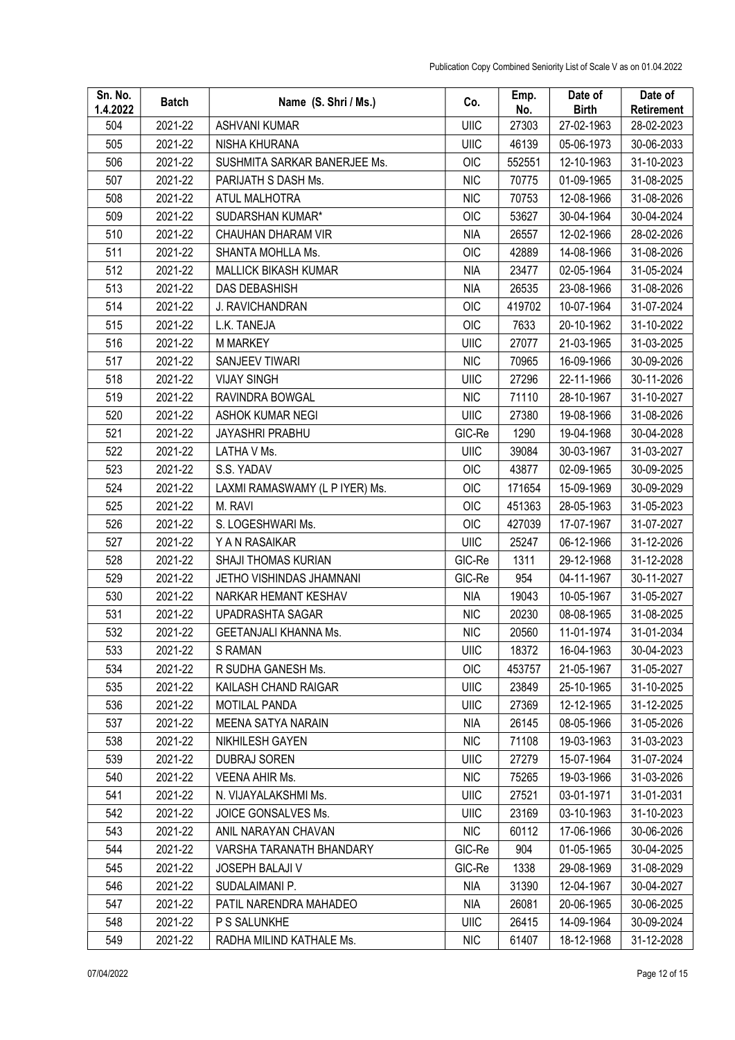| Sn. No. 1.4.2022 | Batch | Name (S. Shri / Ms.) | Co. | Emp. No. | Date of Birth | Date of Retirement |
|---|---|---|---|---|---|---|
| 504 | 2021-22 | ASHVANI KUMAR | UIIC | 27303 | 27-02-1963 | 28-02-2023 |
| 505 | 2021-22 | NISHA KHURANA | UIIC | 46139 | 05-06-1973 | 30-06-2033 |
| 506 | 2021-22 | SUSHMITA SARKAR BANERJEE Ms. | OIC | 552551 | 12-10-1963 | 31-10-2023 |
| 507 | 2021-22 | PARIJATH S DASH Ms. | NIC | 70775 | 01-09-1965 | 31-08-2025 |
| 508 | 2021-22 | ATUL MALHOTRA | NIC | 70753 | 12-08-1966 | 31-08-2026 |
| 509 | 2021-22 | SUDARSHAN KUMAR* | OIC | 53627 | 30-04-1964 | 30-04-2024 |
| 510 | 2021-22 | CHAUHAN DHARAM VIR | NIA | 26557 | 12-02-1966 | 28-02-2026 |
| 511 | 2021-22 | SHANTA MOHLLA Ms. | OIC | 42889 | 14-08-1966 | 31-08-2026 |
| 512 | 2021-22 | MALLICK BIKASH KUMAR | NIA | 23477 | 02-05-1964 | 31-05-2024 |
| 513 | 2021-22 | DAS DEBASHISH | NIA | 26535 | 23-08-1966 | 31-08-2026 |
| 514 | 2021-22 | J. RAVICHANDRAN | OIC | 419702 | 10-07-1964 | 31-07-2024 |
| 515 | 2021-22 | L.K. TANEJA | OIC | 7633 | 20-10-1962 | 31-10-2022 |
| 516 | 2021-22 | M MARKEY | UIIC | 27077 | 21-03-1965 | 31-03-2025 |
| 517 | 2021-22 | SANJEEV TIWARI | NIC | 70965 | 16-09-1966 | 30-09-2026 |
| 518 | 2021-22 | VIJAY SINGH | UIIC | 27296 | 22-11-1966 | 30-11-2026 |
| 519 | 2021-22 | RAVINDRA BOWGAL | NIC | 71110 | 28-10-1967 | 31-10-2027 |
| 520 | 2021-22 | ASHOK KUMAR NEGI | UIIC | 27380 | 19-08-1966 | 31-08-2026 |
| 521 | 2021-22 | JAYASHRI PRABHU | GIC-Re | 1290 | 19-04-1968 | 30-04-2028 |
| 522 | 2021-22 | LATHA V Ms. | UIIC | 39084 | 30-03-1967 | 31-03-2027 |
| 523 | 2021-22 | S.S. YADAV | OIC | 43877 | 02-09-1965 | 30-09-2025 |
| 524 | 2021-22 | LAXMI RAMASWAMY (L P IYER) Ms. | OIC | 171654 | 15-09-1969 | 30-09-2029 |
| 525 | 2021-22 | M. RAVI | OIC | 451363 | 28-05-1963 | 31-05-2023 |
| 526 | 2021-22 | S. LOGESHWARI Ms. | OIC | 427039 | 17-07-1967 | 31-07-2027 |
| 527 | 2021-22 | Y A N RASAIKAR | UIIC | 25247 | 06-12-1966 | 31-12-2026 |
| 528 | 2021-22 | SHAJI THOMAS KURIAN | GIC-Re | 1311 | 29-12-1968 | 31-12-2028 |
| 529 | 2021-22 | JETHO VISHINDAS JHAMNANI | GIC-Re | 954 | 04-11-1967 | 30-11-2027 |
| 530 | 2021-22 | NARKAR HEMANT KESHAV | NIA | 19043 | 10-05-1967 | 31-05-2027 |
| 531 | 2021-22 | UPADRASHTA SAGAR | NIC | 20230 | 08-08-1965 | 31-08-2025 |
| 532 | 2021-22 | GEETANJALI KHANNA Ms. | NIC | 20560 | 11-01-1974 | 31-01-2034 |
| 533 | 2021-22 | S RAMAN | UIIC | 18372 | 16-04-1963 | 30-04-2023 |
| 534 | 2021-22 | R SUDHA GANESH Ms. | OIC | 453757 | 21-05-1967 | 31-05-2027 |
| 535 | 2021-22 | KAILASH CHAND RAIGAR | UIIC | 23849 | 25-10-1965 | 31-10-2025 |
| 536 | 2021-22 | MOTILAL PANDA | UIIC | 27369 | 12-12-1965 | 31-12-2025 |
| 537 | 2021-22 | MEENA SATYA NARAIN | NIA | 26145 | 08-05-1966 | 31-05-2026 |
| 538 | 2021-22 | NIKHILESH GAYEN | NIC | 71108 | 19-03-1963 | 31-03-2023 |
| 539 | 2021-22 | DUBRAJ SOREN | UIIC | 27279 | 15-07-1964 | 31-07-2024 |
| 540 | 2021-22 | VEENA AHIR Ms. | NIC | 75265 | 19-03-1966 | 31-03-2026 |
| 541 | 2021-22 | N. VIJAYALAKSHMI Ms. | UIIC | 27521 | 03-01-1971 | 31-01-2031 |
| 542 | 2021-22 | JOICE GONSALVES Ms. | UIIC | 23169 | 03-10-1963 | 31-10-2023 |
| 543 | 2021-22 | ANIL NARAYAN CHAVAN | NIC | 60112 | 17-06-1966 | 30-06-2026 |
| 544 | 2021-22 | VARSHA TARANATH BHANDARY | GIC-Re | 904 | 01-05-1965 | 30-04-2025 |
| 545 | 2021-22 | JOSEPH BALAJI V | GIC-Re | 1338 | 29-08-1969 | 31-08-2029 |
| 546 | 2021-22 | SUDALAIMANI P. | NIA | 31390 | 12-04-1967 | 30-04-2027 |
| 547 | 2021-22 | PATIL NARENDRA MAHADEO | NIA | 26081 | 20-06-1965 | 30-06-2025 |
| 548 | 2021-22 | P S SALUNKHE | UIIC | 26415 | 14-09-1964 | 30-09-2024 |
| 549 | 2021-22 | RADHA MILIND KATHALE Ms. | NIC | 61407 | 18-12-1968 | 31-12-2028 |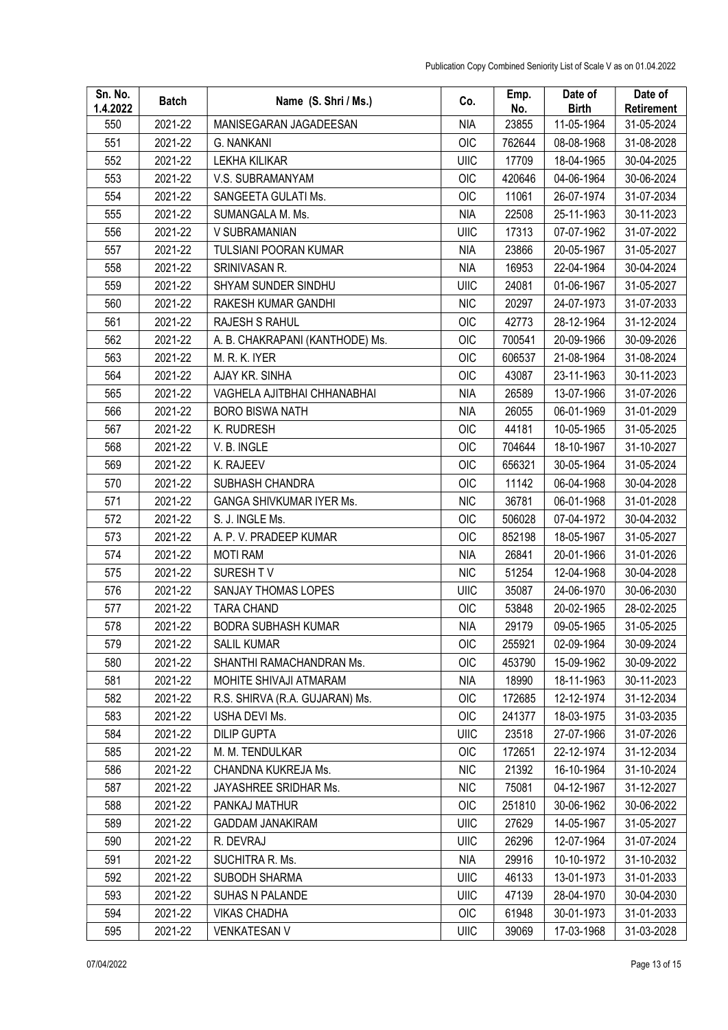| Sn. No. 1.4.2022 | Batch | Name (S. Shri / Ms.) | Co. | Emp. No. | Date of Birth | Date of Retirement |
|---|---|---|---|---|---|---|
| 550 | 2021-22 | MANISEGARAN JAGADEESAN | NIA | 23855 | 11-05-1964 | 31-05-2024 |
| 551 | 2021-22 | G. NANKANI | OIC | 762644 | 08-08-1968 | 31-08-2028 |
| 552 | 2021-22 | LEKHA KILIKAR | UIIC | 17709 | 18-04-1965 | 30-04-2025 |
| 553 | 2021-22 | V.S. SUBRAMANYAM | OIC | 420646 | 04-06-1964 | 30-06-2024 |
| 554 | 2021-22 | SANGEETA GULATI Ms. | OIC | 11061 | 26-07-1974 | 31-07-2034 |
| 555 | 2021-22 | SUMANGALA M. Ms. | NIA | 22508 | 25-11-1963 | 30-11-2023 |
| 556 | 2021-22 | V SUBRAMANIAN | UIIC | 17313 | 07-07-1962 | 31-07-2022 |
| 557 | 2021-22 | TULSIANI POORAN KUMAR | NIA | 23866 | 20-05-1967 | 31-05-2027 |
| 558 | 2021-22 | SRINIVASAN R. | NIA | 16953 | 22-04-1964 | 30-04-2024 |
| 559 | 2021-22 | SHYAM SUNDER SINDHU | UIIC | 24081 | 01-06-1967 | 31-05-2027 |
| 560 | 2021-22 | RAKESH KUMAR GANDHI | NIC | 20297 | 24-07-1973 | 31-07-2033 |
| 561 | 2021-22 | RAJESH S RAHUL | OIC | 42773 | 28-12-1964 | 31-12-2024 |
| 562 | 2021-22 | A. B. CHAKRAPANI (KANTHODE) Ms. | OIC | 700541 | 20-09-1966 | 30-09-2026 |
| 563 | 2021-22 | M. R. K. IYER | OIC | 606537 | 21-08-1964 | 31-08-2024 |
| 564 | 2021-22 | AJAY KR. SINHA | OIC | 43087 | 23-11-1963 | 30-11-2023 |
| 565 | 2021-22 | VAGHELA AJITBHAI CHHANABHAI | NIA | 26589 | 13-07-1966 | 31-07-2026 |
| 566 | 2021-22 | BORO BISWA NATH | NIA | 26055 | 06-01-1969 | 31-01-2029 |
| 567 | 2021-22 | K. RUDRESH | OIC | 44181 | 10-05-1965 | 31-05-2025 |
| 568 | 2021-22 | V. B. INGLE | OIC | 704644 | 18-10-1967 | 31-10-2027 |
| 569 | 2021-22 | K. RAJEEV | OIC | 656321 | 30-05-1964 | 31-05-2024 |
| 570 | 2021-22 | SUBHASH CHANDRA | OIC | 11142 | 06-04-1968 | 30-04-2028 |
| 571 | 2021-22 | GANGA SHIVKUMAR IYER Ms. | NIC | 36781 | 06-01-1968 | 31-01-2028 |
| 572 | 2021-22 | S. J. INGLE Ms. | OIC | 506028 | 07-04-1972 | 30-04-2032 |
| 573 | 2021-22 | A. P. V. PRADEEP KUMAR | OIC | 852198 | 18-05-1967 | 31-05-2027 |
| 574 | 2021-22 | MOTI RAM | NIA | 26841 | 20-01-1966 | 31-01-2026 |
| 575 | 2021-22 | SURESH T V | NIC | 51254 | 12-04-1968 | 30-04-2028 |
| 576 | 2021-22 | SANJAY THOMAS LOPES | UIIC | 35087 | 24-06-1970 | 30-06-2030 |
| 577 | 2021-22 | TARA CHAND | OIC | 53848 | 20-02-1965 | 28-02-2025 |
| 578 | 2021-22 | BODRA SUBHASH KUMAR | NIA | 29179 | 09-05-1965 | 31-05-2025 |
| 579 | 2021-22 | SALIL KUMAR | OIC | 255921 | 02-09-1964 | 30-09-2024 |
| 580 | 2021-22 | SHANTHI RAMACHANDRAN Ms. | OIC | 453790 | 15-09-1962 | 30-09-2022 |
| 581 | 2021-22 | MOHITE SHIVAJI ATMARAM | NIA | 18990 | 18-11-1963 | 30-11-2023 |
| 582 | 2021-22 | R.S. SHIRVA (R.A. GUJARAN) Ms. | OIC | 172685 | 12-12-1974 | 31-12-2034 |
| 583 | 2021-22 | USHA DEVI Ms. | OIC | 241377 | 18-03-1975 | 31-03-2035 |
| 584 | 2021-22 | DILIP GUPTA | UIIC | 23518 | 27-07-1966 | 31-07-2026 |
| 585 | 2021-22 | M. M. TENDULKAR | OIC | 172651 | 22-12-1974 | 31-12-2034 |
| 586 | 2021-22 | CHANDNA KUKREJA Ms. | NIC | 21392 | 16-10-1964 | 31-10-2024 |
| 587 | 2021-22 | JAYASHREE SRIDHAR Ms. | NIC | 75081 | 04-12-1967 | 31-12-2027 |
| 588 | 2021-22 | PANKAJ MATHUR | OIC | 251810 | 30-06-1962 | 30-06-2022 |
| 589 | 2021-22 | GADDAM JANAKIRAM | UIIC | 27629 | 14-05-1967 | 31-05-2027 |
| 590 | 2021-22 | R. DEVRAJ | UIIC | 26296 | 12-07-1964 | 31-07-2024 |
| 591 | 2021-22 | SUCHITRA R. Ms. | NIA | 29916 | 10-10-1972 | 31-10-2032 |
| 592 | 2021-22 | SUBODH SHARMA | UIIC | 46133 | 13-01-1973 | 31-01-2033 |
| 593 | 2021-22 | SUHAS N PALANDE | UIIC | 47139 | 28-04-1970 | 30-04-2030 |
| 594 | 2021-22 | VIKAS CHADHA | OIC | 61948 | 30-01-1973 | 31-01-2033 |
| 595 | 2021-22 | VENKATESAN V | UIIC | 39069 | 17-03-1968 | 31-03-2028 |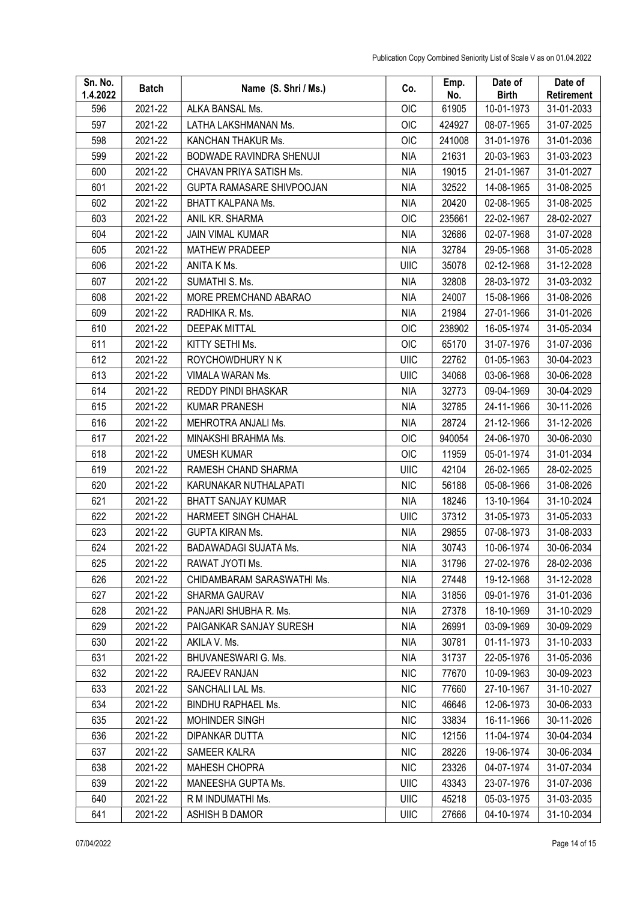| Sn. No. 1.4.2022 | Batch | Name (S. Shri / Ms.) | Co. | Emp. No. | Date of Birth | Date of Retirement |
|---|---|---|---|---|---|---|
| 596 | 2021-22 | ALKA BANSAL Ms. | OIC | 61905 | 10-01-1973 | 31-01-2033 |
| 597 | 2021-22 | LATHA LAKSHMANAN Ms. | OIC | 424927 | 08-07-1965 | 31-07-2025 |
| 598 | 2021-22 | KANCHAN THAKUR Ms. | OIC | 241008 | 31-01-1976 | 31-01-2036 |
| 599 | 2021-22 | BODWADE RAVINDRA SHENUJI | NIA | 21631 | 20-03-1963 | 31-03-2023 |
| 600 | 2021-22 | CHAVAN PRIYA SATISH Ms. | NIA | 19015 | 21-01-1967 | 31-01-2027 |
| 601 | 2021-22 | GUPTA RAMASARE SHIVPOOJAN | NIA | 32522 | 14-08-1965 | 31-08-2025 |
| 602 | 2021-22 | BHATT KALPANA Ms. | NIA | 20420 | 02-08-1965 | 31-08-2025 |
| 603 | 2021-22 | ANIL KR. SHARMA | OIC | 235661 | 22-02-1967 | 28-02-2027 |
| 604 | 2021-22 | JAIN VIMAL KUMAR | NIA | 32686 | 02-07-1968 | 31-07-2028 |
| 605 | 2021-22 | MATHEW PRADEEP | NIA | 32784 | 29-05-1968 | 31-05-2028 |
| 606 | 2021-22 | ANITA K Ms. | UIIC | 35078 | 02-12-1968 | 31-12-2028 |
| 607 | 2021-22 | SUMATHI S. Ms. | NIA | 32808 | 28-03-1972 | 31-03-2032 |
| 608 | 2021-22 | MORE PREMCHAND ABARAO | NIA | 24007 | 15-08-1966 | 31-08-2026 |
| 609 | 2021-22 | RADHIKA R. Ms. | NIA | 21984 | 27-01-1966 | 31-01-2026 |
| 610 | 2021-22 | DEEPAK MITTAL | OIC | 238902 | 16-05-1974 | 31-05-2034 |
| 611 | 2021-22 | KITTY SETHI Ms. | OIC | 65170 | 31-07-1976 | 31-07-2036 |
| 612 | 2021-22 | ROYCHOWDHURY N K | UIIC | 22762 | 01-05-1963 | 30-04-2023 |
| 613 | 2021-22 | VIMALA WARAN Ms. | UIIC | 34068 | 03-06-1968 | 30-06-2028 |
| 614 | 2021-22 | REDDY PINDI BHASKAR | NIA | 32773 | 09-04-1969 | 30-04-2029 |
| 615 | 2021-22 | KUMAR PRANESH | NIA | 32785 | 24-11-1966 | 30-11-2026 |
| 616 | 2021-22 | MEHROTRA ANJALI Ms. | NIA | 28724 | 21-12-1966 | 31-12-2026 |
| 617 | 2021-22 | MINAKSHI BRAHMA Ms. | OIC | 940054 | 24-06-1970 | 30-06-2030 |
| 618 | 2021-22 | UMESH KUMAR | OIC | 11959 | 05-01-1974 | 31-01-2034 |
| 619 | 2021-22 | RAMESH CHAND SHARMA | UIIC | 42104 | 26-02-1965 | 28-02-2025 |
| 620 | 2021-22 | KARUNAKAR NUTHALAPATI | NIC | 56188 | 05-08-1966 | 31-08-2026 |
| 621 | 2021-22 | BHATT SANJAY KUMAR | NIA | 18246 | 13-10-1964 | 31-10-2024 |
| 622 | 2021-22 | HARMEET SINGH CHAHAL | UIIC | 37312 | 31-05-1973 | 31-05-2033 |
| 623 | 2021-22 | GUPTA KIRAN Ms. | NIA | 29855 | 07-08-1973 | 31-08-2033 |
| 624 | 2021-22 | BADAWADAGI SUJATA Ms. | NIA | 30743 | 10-06-1974 | 30-06-2034 |
| 625 | 2021-22 | RAWAT JYOTI Ms. | NIA | 31796 | 27-02-1976 | 28-02-2036 |
| 626 | 2021-22 | CHIDAMBARAM SARASWATHI Ms. | NIA | 27448 | 19-12-1968 | 31-12-2028 |
| 627 | 2021-22 | SHARMA GAURAV | NIA | 31856 | 09-01-1976 | 31-01-2036 |
| 628 | 2021-22 | PANJARI SHUBHA R. Ms. | NIA | 27378 | 18-10-1969 | 31-10-2029 |
| 629 | 2021-22 | PAIGANKAR SANJAY SURESH | NIA | 26991 | 03-09-1969 | 30-09-2029 |
| 630 | 2021-22 | AKILA V. Ms. | NIA | 30781 | 01-11-1973 | 31-10-2033 |
| 631 | 2021-22 | BHUVANESWARI G. Ms. | NIA | 31737 | 22-05-1976 | 31-05-2036 |
| 632 | 2021-22 | RAJEEV RANJAN | NIC | 77670 | 10-09-1963 | 30-09-2023 |
| 633 | 2021-22 | SANCHALI LAL Ms. | NIC | 77660 | 27-10-1967 | 31-10-2027 |
| 634 | 2021-22 | BINDHU RAPHAEL Ms. | NIC | 46646 | 12-06-1973 | 30-06-2033 |
| 635 | 2021-22 | MOHINDER SINGH | NIC | 33834 | 16-11-1966 | 30-11-2026 |
| 636 | 2021-22 | DIPANKAR DUTTA | NIC | 12156 | 11-04-1974 | 30-04-2034 |
| 637 | 2021-22 | SAMEER KALRA | NIC | 28226 | 19-06-1974 | 30-06-2034 |
| 638 | 2021-22 | MAHESH CHOPRA | NIC | 23326 | 04-07-1974 | 31-07-2034 |
| 639 | 2021-22 | MANEESHA GUPTA Ms. | UIIC | 43343 | 23-07-1976 | 31-07-2036 |
| 640 | 2021-22 | R M INDUMATHI Ms. | UIIC | 45218 | 05-03-1975 | 31-03-2035 |
| 641 | 2021-22 | ASHISH B DAMOR | UIIC | 27666 | 04-10-1974 | 31-10-2034 |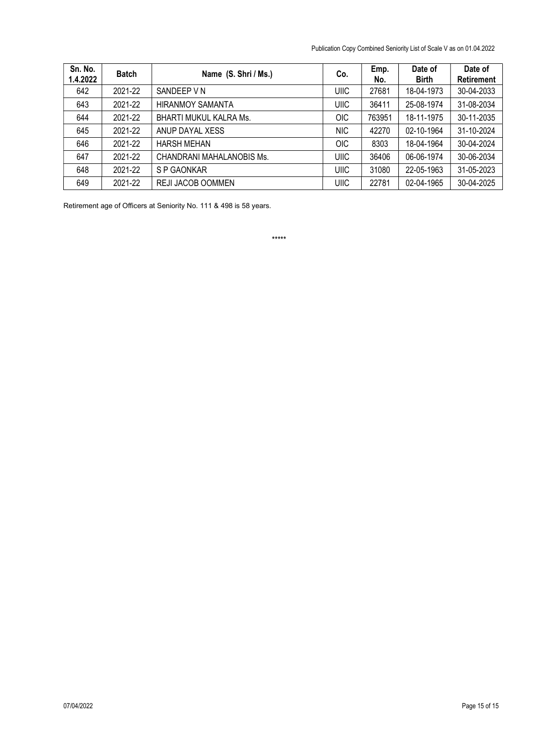| Sn. No. 1.4.2022 | Batch | Name (S. Shri / Ms.) | Co. | Emp. No. | Date of Birth | Date of Retirement |
|---|---|---|---|---|---|---|
| 642 | 2021-22 | SANDEEP V N | UIIC | 27681 | 18-04-1973 | 30-04-2033 |
| 643 | 2021-22 | HIRANMOY SAMANTA | UIIC | 36411 | 25-08-1974 | 31-08-2034 |
| 644 | 2021-22 | BHARTI MUKUL KALRA Ms. | OIC | 763951 | 18-11-1975 | 30-11-2035 |
| 645 | 2021-22 | ANUP DAYAL XESS | NIC | 42270 | 02-10-1964 | 31-10-2024 |
| 646 | 2021-22 | HARSH MEHAN | OIC | 8303 | 18-04-1964 | 30-04-2024 |
| 647 | 2021-22 | CHANDRANI MAHALANOBIS Ms. | UIIC | 36406 | 06-06-1974 | 30-06-2034 |
| 648 | 2021-22 | S P GAONKAR | UIIC | 31080 | 22-05-1963 | 31-05-2023 |
| 649 | 2021-22 | REJI JACOB OOMMEN | UIIC | 22781 | 02-04-1965 | 30-04-2025 |

Retirement age of Officers at Seniority No. 111 & 498 is 58 years.

*****